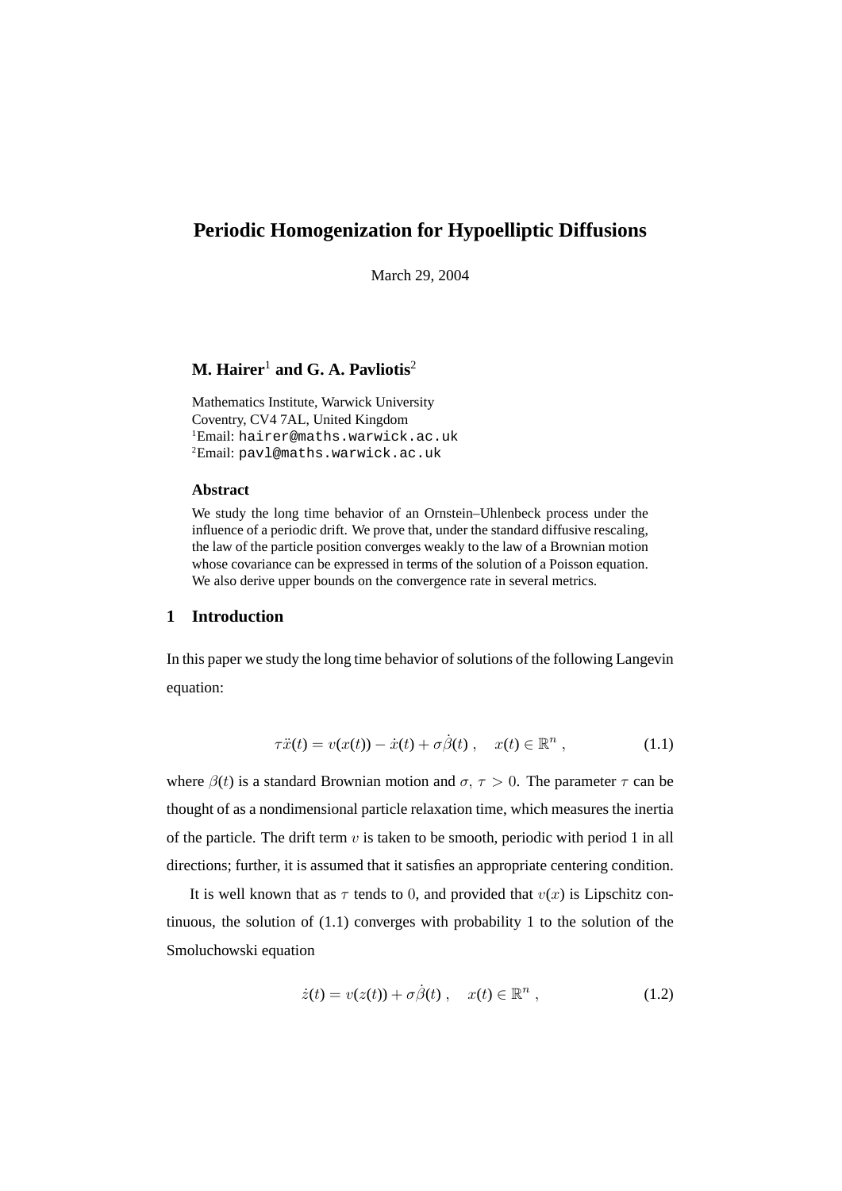# Periodic Homogenization for Hypoelliptic Diffusions

March 29, 2004

**M. Hairer**[1] **and G. A. Pavliotis**[2]

Mathematics Institute, Warwick University
Coventry, CV4 7AL, United Kingdom
[1]Email: hairer@maths.warwick.ac.uk
[2]Email: pavl@maths.warwick.ac.uk

### Abstract

We study the long time behavior of an Ornstein–Uhlenbeck process under the influence of a periodic drift. We prove that, under the standard diffusive rescaling, the law of the particle position converges weakly to the law of a Brownian motion whose covariance can be expressed in terms of the solution of a Poisson equation. We also derive upper bounds on the convergence rate in several metrics.

## 1 Introduction

In this paper we study the long time behavior of solutions of the following Langevin equation:

$$\tau\ddot{x}(t) = v(x(t)) - \dot{x}(t) + \sigma\dot{\beta}(t) \;, \quad x(t) \in \mathbb{R}^n \;, \tag{1.1}$$

where $\beta(t)$ is a standard Brownian motion and $\sigma,\, \tau > 0$. The parameter $\tau$ can be thought of as a nondimensional particle relaxation time, which measures the inertia of the particle. The drift term $v$ is taken to be smooth, periodic with period $1$ in all directions; further, it is assumed that it satisfies an appropriate centering condition.

It is well known that as $\tau$ tends to $0$, and provided that $v(x)$ is Lipschitz continuous, the solution of (1.1) converges with probability $1$ to the solution of the Smoluchowski equation

$$\dot{z}(t) = v(z(t)) + \sigma\dot{\beta}(t) \;, \quad x(t) \in \mathbb{R}^n \;, \tag{1.2}$$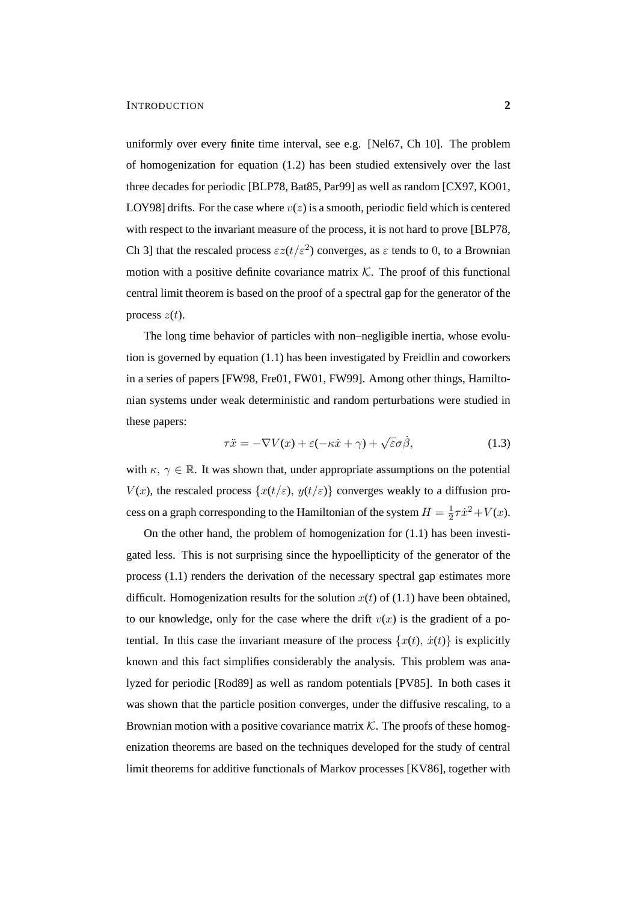uniformly over every finite time interval, see e.g. [Nel67, Ch 10]. The problem of homogenization for equation (1.2) has been studied extensively over the last three decades for periodic [BLP78, Bat85, Par99] as well as random [CX97, KO01, LOY98] drifts. For the case where $v(z)$ is a smooth, periodic field which is centered with respect to the invariant measure of the process, it is not hard to prove [BLP78, Ch 3] that the rescaled process $\varepsilon z(t/\varepsilon^2)$ converges, as $\varepsilon$ tends to $0$, to a Brownian motion with a positive definite covariance matrix $\mathcal{K}$. The proof of this functional central limit theorem is based on the proof of a spectral gap for the generator of the process $z(t)$.

The long time behavior of particles with non–negligible inertia, whose evolution is governed by equation (1.1) has been investigated by Freidlin and coworkers in a series of papers [FW98, Fre01, FW01, FW99]. Among other things, Hamiltonian systems under weak deterministic and random perturbations were studied in these papers:

$$\tau \ddot{x} = -\nabla V(x) + \varepsilon(-\kappa \dot{x} + \gamma) + \sqrt{\varepsilon}\sigma \dot{\beta}, \tag{1.3}$$

with $\kappa,\, \gamma \in \mathbb{R}$. It was shown that, under appropriate assumptions on the potential $V(x)$, the rescaled process $\{x(t/\varepsilon),\, y(t/\varepsilon)\}$ converges weakly to a diffusion process on a graph corresponding to the Hamiltonian of the system $H = \frac{1}{2}\tau \dot{x}^2 + V(x)$.

On the other hand, the problem of homogenization for (1.1) has been investigated less. This is not surprising since the hypoellipticity of the generator of the process (1.1) renders the derivation of the necessary spectral gap estimates more difficult. Homogenization results for the solution $x(t)$ of (1.1) have been obtained, to our knowledge, only for the case where the drift $v(x)$ is the gradient of a potential. In this case the invariant measure of the process $\{x(t),\, \dot{x}(t)\}$ is explicitly known and this fact simplifies considerably the analysis. This problem was analyzed for periodic [Rod89] as well as random potentials [PV85]. In both cases it was shown that the particle position converges, under the diffusive rescaling, to a Brownian motion with a positive covariance matrix $\mathcal{K}$. The proofs of these homogenization theorems are based on the techniques developed for the study of central limit theorems for additive functionals of Markov processes [KV86], together with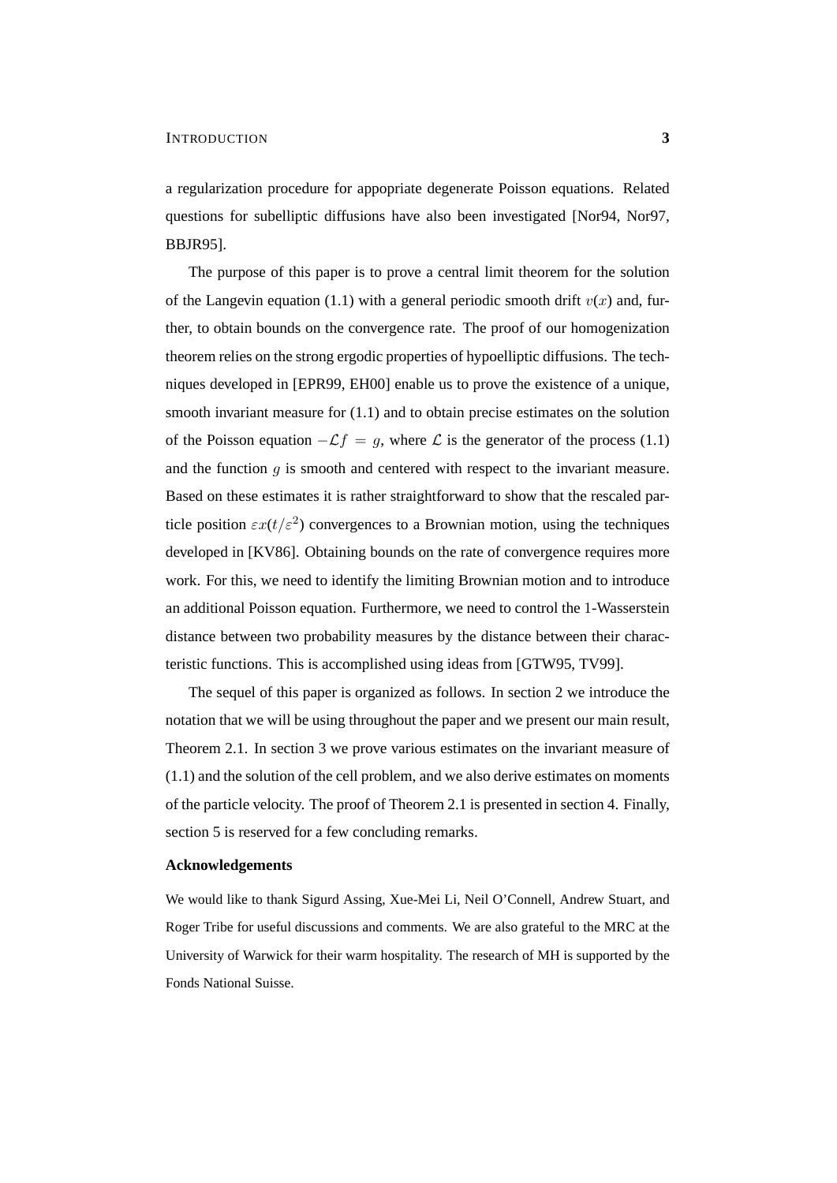a regularization procedure for appopriate degenerate Poisson equations. Related questions for subelliptic diffusions have also been investigated [Nor94, Nor97, BBJR95].

The purpose of this paper is to prove a central limit theorem for the solution of the Langevin equation (1.1) with a general periodic smooth drift $v(x)$ and, further, to obtain bounds on the convergence rate. The proof of our homogenization theorem relies on the strong ergodic properties of hypoelliptic diffusions. The techniques developed in [EPR99, EH00] enable us to prove the existence of a unique, smooth invariant measure for (1.1) and to obtain precise estimates on the solution of the Poisson equation $-\mathcal{L}f = g$, where $\mathcal{L}$ is the generator of the process (1.1) and the function $g$ is smooth and centered with respect to the invariant measure. Based on these estimates it is rather straightforward to show that the rescaled particle position $\varepsilon x(t/\varepsilon^2)$ convergences to a Brownian motion, using the techniques developed in [KV86]. Obtaining bounds on the rate of convergence requires more work. For this, we need to identify the limiting Brownian motion and to introduce an additional Poisson equation. Furthermore, we need to control the 1-Wasserstein distance between two probability measures by the distance between their characteristic functions. This is accomplished using ideas from [GTW95, TV99].

The sequel of this paper is organized as follows. In section 2 we introduce the notation that we will be using throughout the paper and we present our main result, Theorem 2.1. In section 3 we prove various estimates on the invariant measure of (1.1) and the solution of the cell problem, and we also derive estimates on moments of the particle velocity. The proof of Theorem 2.1 is presented in section 4. Finally, section 5 is reserved for a few concluding remarks.

### Acknowledgements

We would like to thank Sigurd Assing, Xue-Mei Li, Neil O'Connell, Andrew Stuart, and Roger Tribe for useful discussions and comments. We are also grateful to the MRC at the University of Warwick for their warm hospitality. The research of MH is supported by the Fonds National Suisse.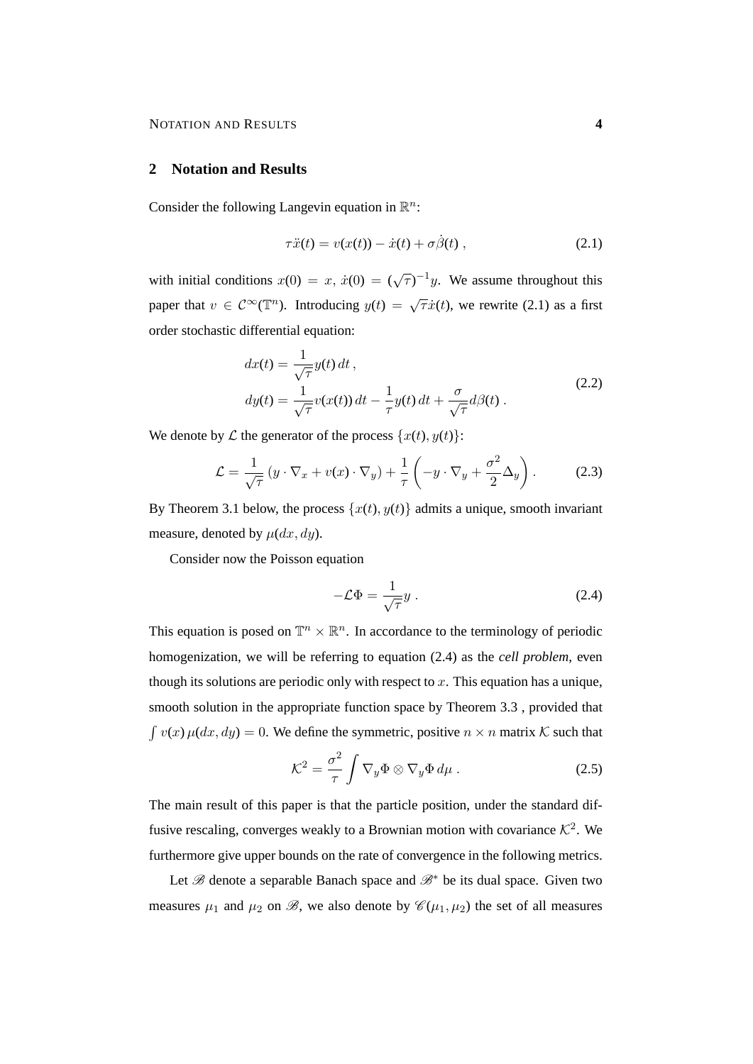## 2 Notation and Results

Consider the following Langevin equation in $\mathbb{R}^n$:

$$\tau \ddot{x}(t) = v(x(t)) - \dot{x}(t) + \sigma \dot{\beta}(t) \,, \tag{2.1}$$

with initial conditions $x(0) = x$, $\dot{x}(0) = (\sqrt{\tau})^{-1} y$. We assume throughout this paper that $v \in \mathcal{C}^\infty(\mathbb{T}^n)$. Introducing $y(t) = \sqrt{\tau}\dot{x}(t)$, we rewrite (2.1) as a first order stochastic differential equation:

$$\begin{aligned} dx(t) &= \frac{1}{\sqrt{\tau}} y(t)\, dt \,, \\ dy(t) &= \frac{1}{\sqrt{\tau}} v(x(t))\, dt - \frac{1}{\tau} y(t)\, dt + \frac{\sigma}{\sqrt{\tau}} d\beta(t) \,. \end{aligned} \tag{2.2}$$

We denote by $\mathcal{L}$ the generator of the process $\{x(t), y(t)\}$:

$$\mathcal{L} = \frac{1}{\sqrt{\tau}} \left( y \cdot \nabla_x + v(x) \cdot \nabla_y \right) + \frac{1}{\tau} \left( -y \cdot \nabla_y + \frac{\sigma^2}{2} \Delta_y \right) . \tag{2.3}$$

By Theorem 3.1 below, the process $\{x(t), y(t)\}$ admits a unique, smooth invariant measure, denoted by $\mu(dx, dy)$.

Consider now the Poisson equation

$$-\mathcal{L}\Phi = \frac{1}{\sqrt{\tau}} y \,. \tag{2.4}$$

This equation is posed on $\mathbb{T}^n \times \mathbb{R}^n$. In accordance to the terminology of periodic homogenization, we will be referring to equation (2.4) as the *cell problem*, even though its solutions are periodic only with respect to $x$. This equation has a unique, smooth solution in the appropriate function space by Theorem 3.3 , provided that $\int v(x)\, \mu(dx, dy) = 0$. We define the symmetric, positive $n \times n$ matrix $\mathcal{K}$ such that

$$\mathcal{K}^2 = \frac{\sigma^2}{\tau} \int \nabla_y \Phi \otimes \nabla_y \Phi \, d\mu \,. \tag{2.5}$$

The main result of this paper is that the particle position, under the standard diffusive rescaling, converges weakly to a Brownian motion with covariance $\mathcal{K}^2$. We furthermore give upper bounds on the rate of convergence in the following metrics.

Let $\mathscr{B}$ denote a separable Banach space and $\mathscr{B}^*$ be its dual space. Given two measures $\mu_1$ and $\mu_2$ on $\mathscr{B}$, we also denote by $\mathscr{C}(\mu_1, \mu_2)$ the set of all measures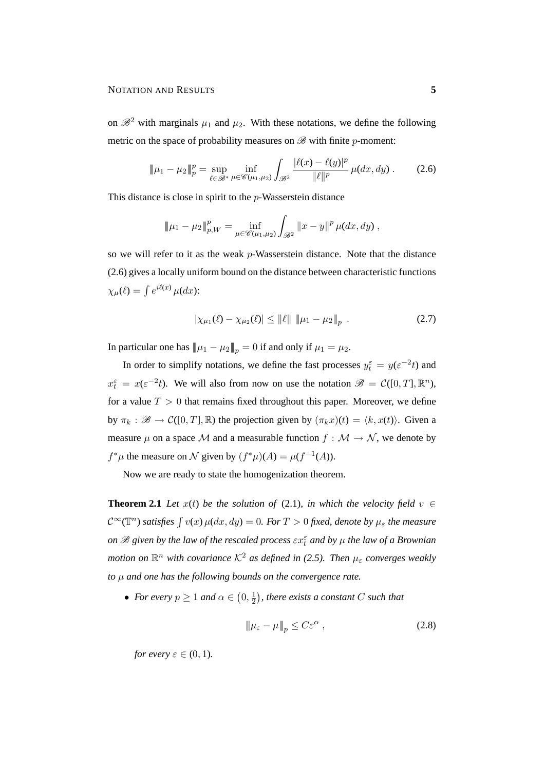on $\mathscr{B}^2$ with marginals $\mu_1$ and $\mu_2$. With these notations, we define the following metric on the space of probability measures on $\mathscr{B}$ with finite $p$-moment:

$$\|\!|\mu_1 - \mu_2|\!\|_p^p = \sup_{\ell \in \mathscr{B}^*} \inf_{\mu \in \mathscr{C}(\mu_1,\mu_2)} \int_{\mathscr{B}^2} \frac{|\ell(x) - \ell(y)|^p}{\|\ell\|^p} \, \mu(dx, dy) \,. \tag{2.6}$$

This distance is close in spirit to the $p$-Wasserstein distance

$$\|\!|\mu_1 - \mu_2|\!\|_{p,W}^p = \inf_{\mu \in \mathscr{C}(\mu_1,\mu_2)} \int_{\mathscr{B}^2} \|x - y\|^p \, \mu(dx, dy) \,,$$

so we will refer to it as the weak $p$-Wasserstein distance. Note that the distance (2.6) gives a locally uniform bound on the distance between characteristic functions $\chi_\mu(\ell) = \int e^{i\ell(x)} \, \mu(dx)$:

$$|\chi_{\mu_1}(\ell) - \chi_{\mu_2}(\ell)| \le \|\ell\| \; \|\!|\mu_1 - \mu_2|\!\|_p \;. \tag{2.7}$$

In particular one has $\|\!|\mu_1 - \mu_2|\!\|_p = 0$ if and only if $\mu_1 = \mu_2$.

In order to simplify notations, we define the fast processes $y_t^\varepsilon = y(\varepsilon^{-2}t)$ and $x_t^\varepsilon = x(\varepsilon^{-2}t)$. We will also from now on use the notation $\mathscr{B} = \mathcal{C}([0,T], \mathbb{R}^n)$, for a value $T > 0$ that remains fixed throughout this paper. Moreover, we define by $\pi_k : \mathscr{B} \to \mathcal{C}([0,T], \mathbb{R})$ the projection given by $(\pi_k x)(t) = \langle k, x(t) \rangle$. Given a measure $\mu$ on a space $\mathcal{M}$ and a measurable function $f : \mathcal{M} \to \mathcal{N}$, we denote by $f^*\mu$ the measure on $\mathcal{N}$ given by $(f^*\mu)(A) = \mu(f^{-1}(A))$.

Now we are ready to state the homogenization theorem.

**Theorem 2.1** *Let $x(t)$ be the solution of* (2.1)*, in which the velocity field $v \in \mathcal{C}^\infty(\mathbb{T}^n)$ satisfies $\int v(x) \, \mu(dx, dy) = 0$. For $T > 0$ fixed, denote by $\mu_\varepsilon$ the measure on $\mathscr{B}$ given by the law of the rescaled process $\varepsilon x_t^\varepsilon$ and by $\mu$ the law of a Brownian motion on $\mathbb{R}^n$ with covariance $\mathcal{K}^2$ as defined in (2.5). Then $\mu_\varepsilon$ converges weakly to $\mu$ and one has the following bounds on the convergence rate.*

- *For every $p \ge 1$ and $\alpha \in \left(0, \frac{1}{2}\right)$, there exists a constant $C$ such that*

$$\|\!|\mu_\varepsilon - \mu|\!\|_p \le C\varepsilon^\alpha \,, \tag{2.8}$$

*for every $\varepsilon \in (0, 1)$.*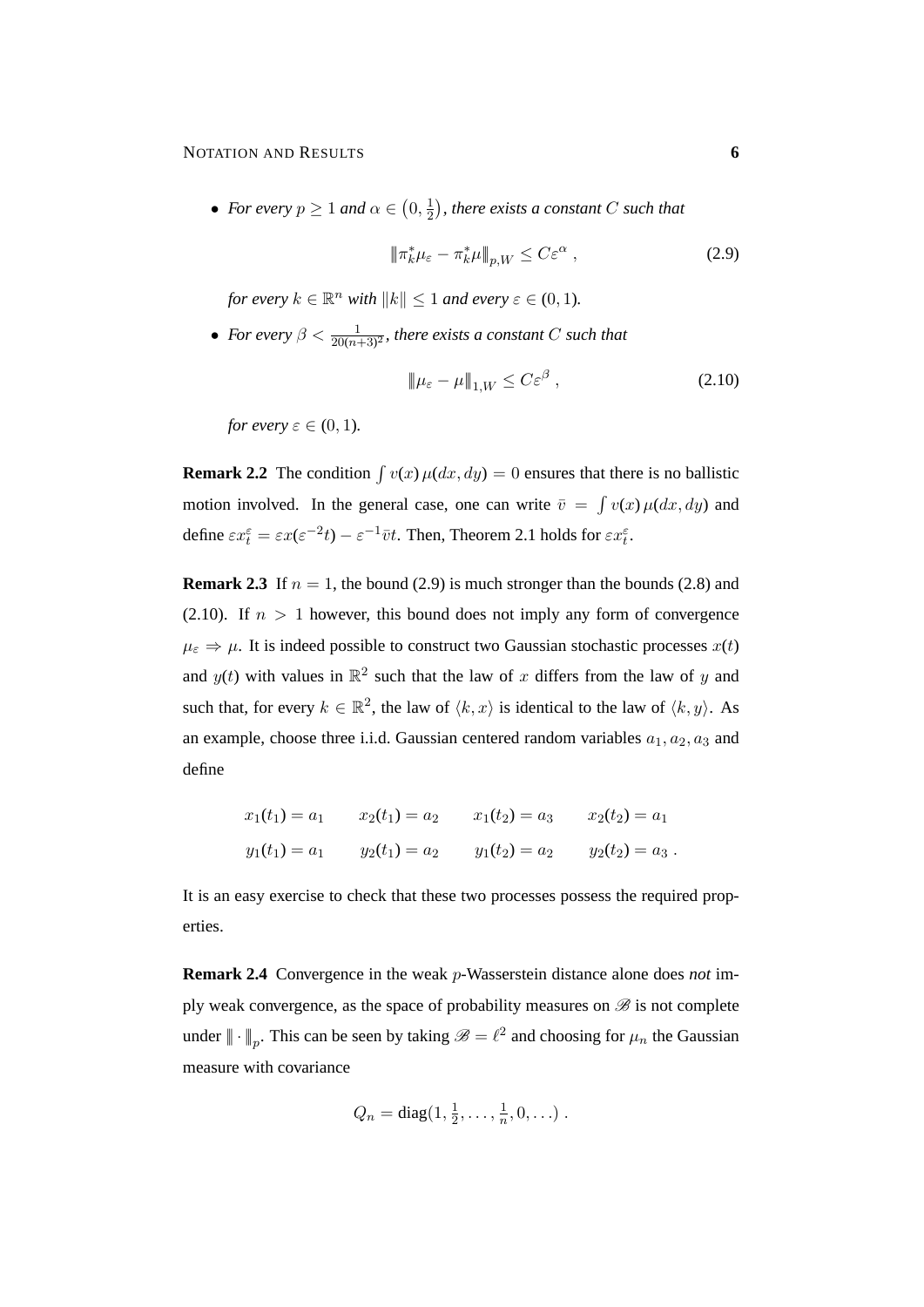- *For every $p \geq 1$ and $\alpha \in \left(0, \frac{1}{2}\right)$, there exists a constant $C$ such that*

$$\|\pi_k^* \mu_\varepsilon - \pi_k^* \mu\|_{p,W} \leq C\varepsilon^\alpha \;, \tag{2.9}$$

  *for every $k \in \mathbb{R}^n$ with $\|k\| \leq 1$ and every $\varepsilon \in (0,1)$.*

- *For every $\beta < \frac{1}{20(n+3)^2}$, there exists a constant $C$ such that*

$$\|\mu_\varepsilon - \mu\|_{1,W} \leq C\varepsilon^\beta \;, \tag{2.10}$$

  *for every $\varepsilon \in (0,1)$.*

**Remark 2.2** The condition $\int v(x)\,\mu(dx,dy) = 0$ ensures that there is no ballistic motion involved. In the general case, one can write $\bar{v} = \int v(x)\,\mu(dx,dy)$ and define $\varepsilon x_t^\varepsilon = \varepsilon x(\varepsilon^{-2}t) - \varepsilon^{-1}\bar{v}t$. Then, Theorem 2.1 holds for $\varepsilon x_t^\varepsilon$.

**Remark 2.3** If $n = 1$, the bound (2.9) is much stronger than the bounds (2.8) and (2.10). If $n > 1$ however, this bound does not imply any form of convergence $\mu_\varepsilon \Rightarrow \mu$. It is indeed possible to construct two Gaussian stochastic processes $x(t)$ and $y(t)$ with values in $\mathbb{R}^2$ such that the law of $x$ differs from the law of $y$ and such that, for every $k \in \mathbb{R}^2$, the law of $\langle k, x\rangle$ is identical to the law of $\langle k, y\rangle$. As an example, choose three i.i.d. Gaussian centered random variables $a_1, a_2, a_3$ and define

$$\begin{array}{llll} x_1(t_1) = a_1 & x_2(t_1) = a_2 & x_1(t_2) = a_3 & x_2(t_2) = a_1 \\ y_1(t_1) = a_1 & y_2(t_1) = a_2 & y_1(t_2) = a_2 & y_2(t_2) = a_3 \;. \end{array}$$

It is an easy exercise to check that these two processes possess the required properties.

**Remark 2.4** Convergence in the weak $p$-Wasserstein distance alone does *not* imply weak convergence, as the space of probability measures on $\mathscr{B}$ is not complete under $\|\cdot\|_p$. This can be seen by taking $\mathscr{B} = \ell^2$ and choosing for $\mu_n$ the Gaussian measure with covariance

$$Q_n = \mathrm{diag}(1, \tfrac{1}{2}, \ldots, \tfrac{1}{n}, 0, \ldots) \;.$$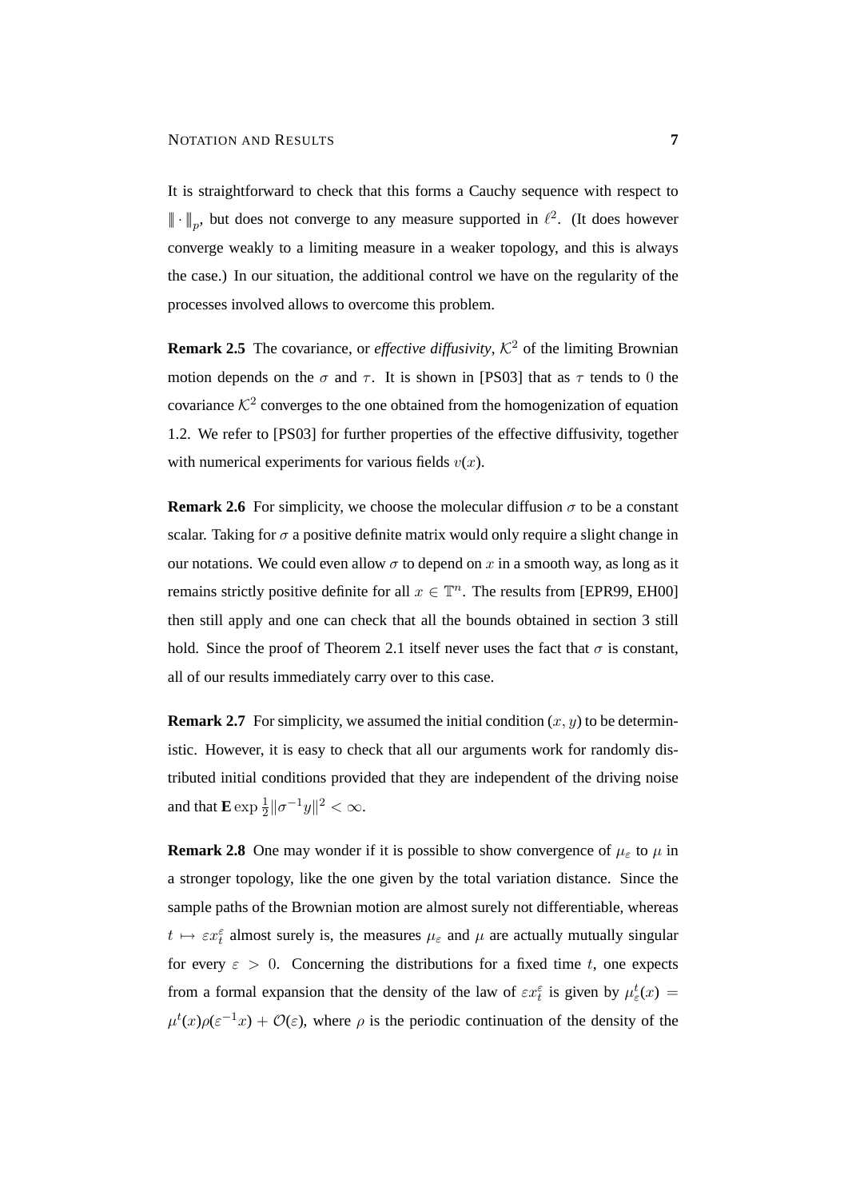It is straightforward to check that this forms a Cauchy sequence with respect to $\|\!\cdot\!\|_p$, but does not converge to any measure supported in $\ell^2$. (It does however converge weakly to a limiting measure in a weaker topology, and this is always the case.) In our situation, the additional control we have on the regularity of the processes involved allows to overcome this problem.

**Remark 2.5** The covariance, or *effective diffusivity*, $\mathcal{K}^2$ of the limiting Brownian motion depends on the $\sigma$ and $\tau$. It is shown in [PS03] that as $\tau$ tends to $0$ the covariance $\mathcal{K}^2$ converges to the one obtained from the homogenization of equation 1.2. We refer to [PS03] for further properties of the effective diffusivity, together with numerical experiments for various fields $v(x)$.

**Remark 2.6** For simplicity, we choose the molecular diffusion $\sigma$ to be a constant scalar. Taking for $\sigma$ a positive definite matrix would only require a slight change in our notations. We could even allow $\sigma$ to depend on $x$ in a smooth way, as long as it remains strictly positive definite for all $x \in \mathbb{T}^n$. The results from [EPR99, EH00] then still apply and one can check that all the bounds obtained in section 3 still hold. Since the proof of Theorem 2.1 itself never uses the fact that $\sigma$ is constant, all of our results immediately carry over to this case.

**Remark 2.7** For simplicity, we assumed the initial condition $(x, y)$ to be deterministic. However, it is easy to check that all our arguments work for randomly distributed initial conditions provided that they are independent of the driving noise and that $\mathbf{E} \exp \frac{1}{2}\|\sigma^{-1}y\|^2 < \infty$.

**Remark 2.8** One may wonder if it is possible to show convergence of $\mu_\varepsilon$ to $\mu$ in a stronger topology, like the one given by the total variation distance. Since the sample paths of the Brownian motion are almost surely not differentiable, whereas $t \mapsto \varepsilon x_t^\varepsilon$ almost surely is, the measures $\mu_\varepsilon$ and $\mu$ are actually mutually singular for every $\varepsilon > 0$. Concerning the distributions for a fixed time $t$, one expects from a formal expansion that the density of the law of $\varepsilon x_t^\varepsilon$ is given by $\mu_\varepsilon^t(x) = \mu^t(x)\rho(\varepsilon^{-1}x) + \mathcal{O}(\varepsilon)$, where $\rho$ is the periodic continuation of the density of the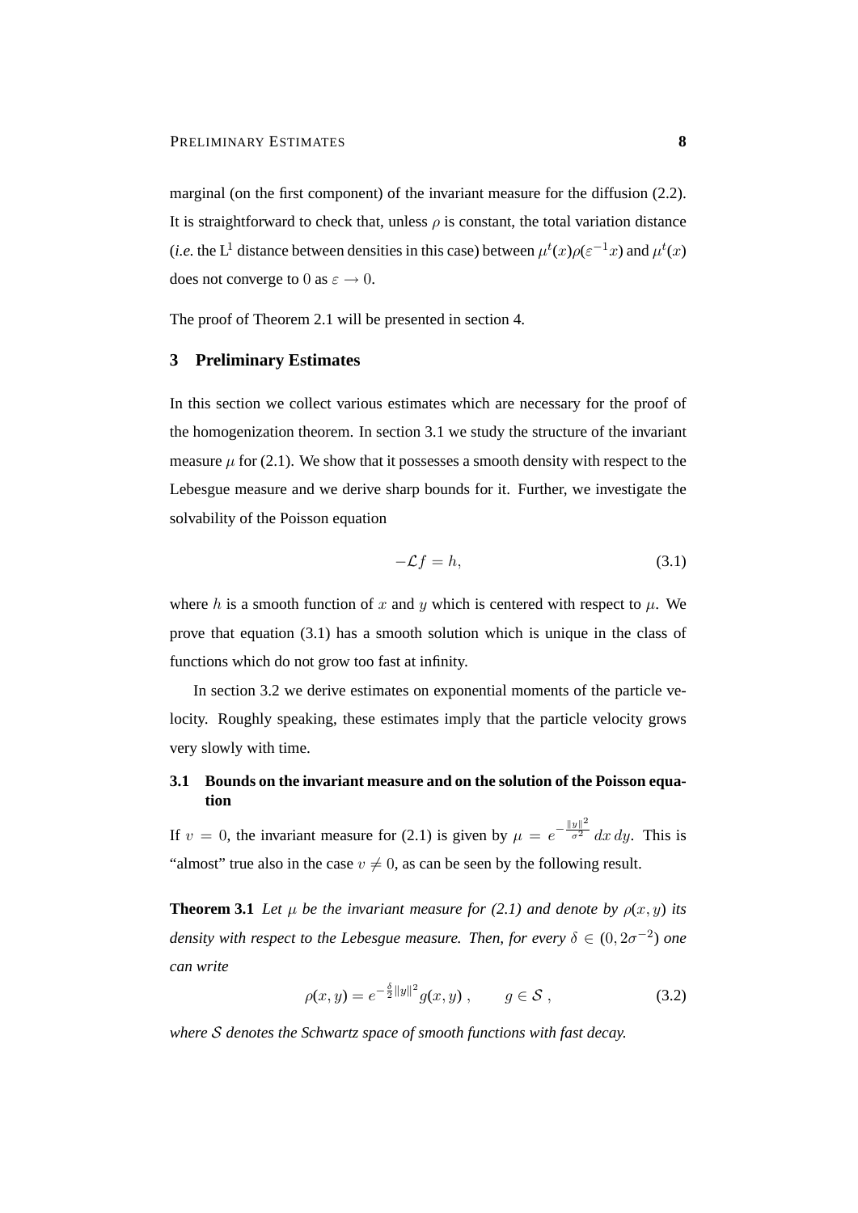marginal (on the first component) of the invariant measure for the diffusion (2.2). It is straightforward to check that, unless $\rho$ is constant, the total variation distance (*i.e.* the $\mathrm{L}^1$ distance between densities in this case) between $\mu^t(x)\rho(\varepsilon^{-1}x)$ and $\mu^t(x)$ does not converge to $0$ as $\varepsilon \to 0$.

The proof of Theorem 2.1 will be presented in section 4.

## 3 Preliminary Estimates

In this section we collect various estimates which are necessary for the proof of the homogenization theorem. In section 3.1 we study the structure of the invariant measure $\mu$ for (2.1). We show that it possesses a smooth density with respect to the Lebesgue measure and we derive sharp bounds for it. Further, we investigate the solvability of the Poisson equation

$$-\mathcal{L}f = h, \tag{3.1}$$

where $h$ is a smooth function of $x$ and $y$ which is centered with respect to $\mu$. We prove that equation (3.1) has a smooth solution which is unique in the class of functions which do not grow too fast at infinity.

In section 3.2 we derive estimates on exponential moments of the particle velocity. Roughly speaking, these estimates imply that the particle velocity grows very slowly with time.

### 3.1 Bounds on the invariant measure and on the solution of the Poisson equation

If $v = 0$, the invariant measure for (2.1) is given by $\mu = e^{-\frac{\|y\|^2}{\sigma^2}}\,dx\,dy$. This is "almost" true also in the case $v \neq 0$, as can be seen by the following result.

**Theorem 3.1** *Let $\mu$ be the invariant measure for (2.1) and denote by $\rho(x,y)$ its density with respect to the Lebesgue measure. Then, for every $\delta \in (0, 2\sigma^{-2})$ one can write*

$$\rho(x,y) = e^{-\frac{\delta}{2}\|y\|^2} g(x,y)\;, \qquad g \in \mathcal{S}\;, \tag{3.2}$$

*where $\mathcal{S}$ denotes the Schwartz space of smooth functions with fast decay.*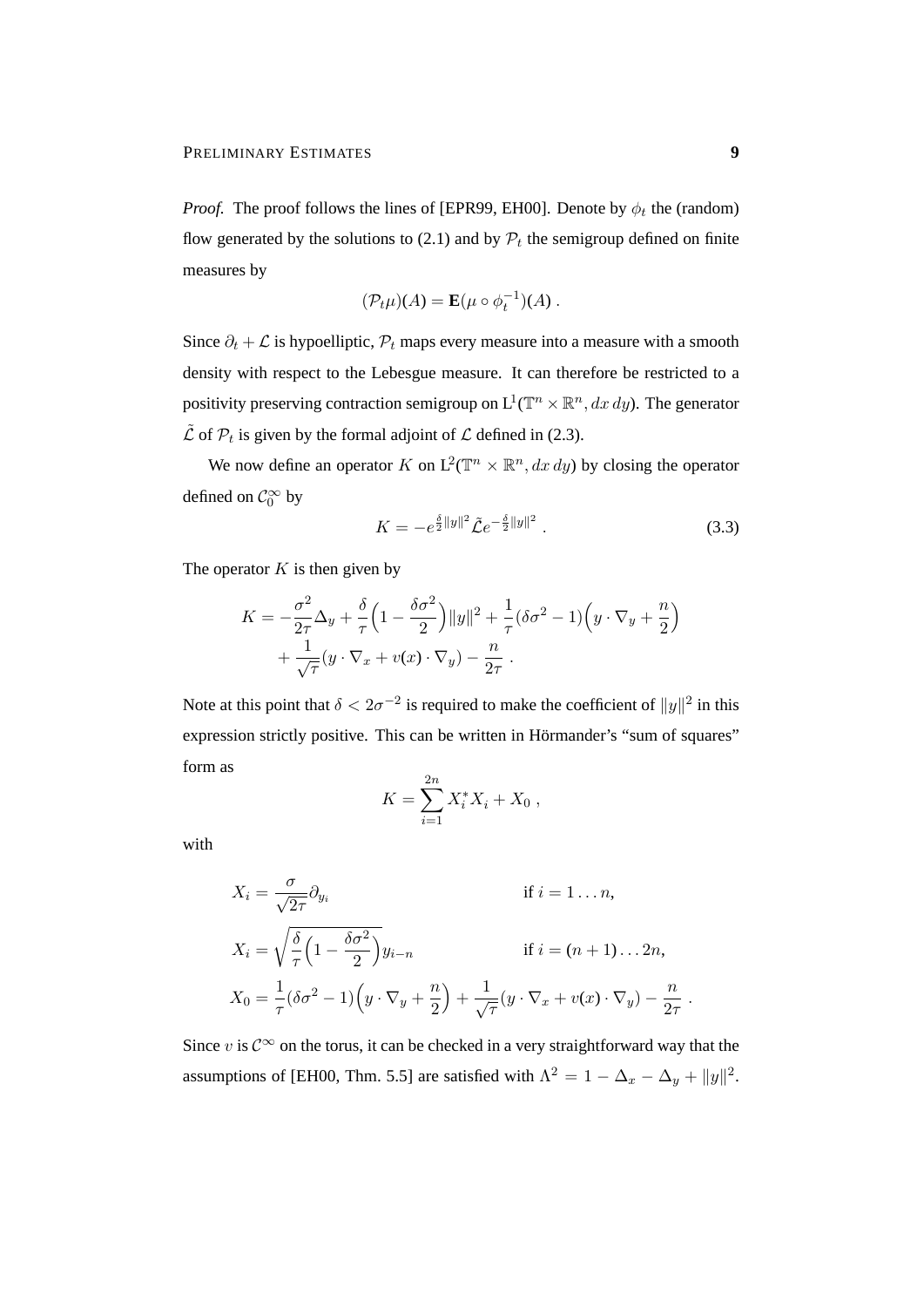*Proof.* The proof follows the lines of [EPR99, EH00]. Denote by $\phi_t$ the (random) flow generated by the solutions to (2.1) and by $\mathcal{P}_t$ the semigroup defined on finite measures by

$$(\mathcal{P}_t \mu)(A) = \mathbf{E}(\mu \circ \phi_t^{-1})(A) \; .$$

Since $\partial_t + \mathcal{L}$ is hypoelliptic, $\mathcal{P}_t$ maps every measure into a measure with a smooth density with respect to the Lebesgue measure. It can therefore be restricted to a positivity preserving contraction semigroup on $\mathrm{L}^1(\mathbb{T}^n \times \mathbb{R}^n, dx\,dy)$. The generator $\tilde{\mathcal{L}}$ of $\mathcal{P}_t$ is given by the formal adjoint of $\mathcal{L}$ defined in (2.3).

We now define an operator $K$ on $\mathrm{L}^2(\mathbb{T}^n \times \mathbb{R}^n, dx\,dy)$ by closing the operator defined on $\mathcal{C}_0^\infty$ by

$$K = -e^{\frac{\delta}{2}\|y\|^2} \tilde{\mathcal{L}} e^{-\frac{\delta}{2}\|y\|^2} \; . \tag{3.3}$$

The operator $K$ is then given by

$$\begin{aligned} K = &-\frac{\sigma^2}{2\tau}\Delta_y + \frac{\delta}{\tau}\Big(1 - \frac{\delta\sigma^2}{2}\Big)\|y\|^2 + \frac{1}{\tau}(\delta\sigma^2 - 1)\Big(y \cdot \nabla_y + \frac{n}{2}\Big) \\ &+ \frac{1}{\sqrt{\tau}}(y \cdot \nabla_x + v(x) \cdot \nabla_y) - \frac{n}{2\tau} \; . \end{aligned}$$

Note at this point that $\delta < 2\sigma^{-2}$ is required to make the coefficient of $\|y\|^2$ in this expression strictly positive. This can be written in Hörmander's "sum of squares" form as

$$K = \sum_{i=1}^{2n} X_i^* X_i + X_0 \; ,$$

with

$$\begin{aligned} X_i &= \frac{\sigma}{\sqrt{2\tau}}\partial_{y_i} && \text{if } i = 1 \ldots n, \\ X_i &= \sqrt{\frac{\delta}{\tau}\Big(1 - \frac{\delta\sigma^2}{2}\Big)}\, y_{i-n} && \text{if } i = (n+1) \ldots 2n, \\ X_0 &= \frac{1}{\tau}(\delta\sigma^2 - 1)\Big(y \cdot \nabla_y + \frac{n}{2}\Big) + \frac{1}{\sqrt{\tau}}(y \cdot \nabla_x + v(x) \cdot \nabla_y) - \frac{n}{2\tau} \; . \end{aligned}$$

Since $v$ is $\mathcal{C}^\infty$ on the torus, it can be checked in a very straightforward way that the assumptions of [EH00, Thm. 5.5] are satisfied with $\Lambda^2 = 1 - \Delta_x - \Delta_y + \|y\|^2$.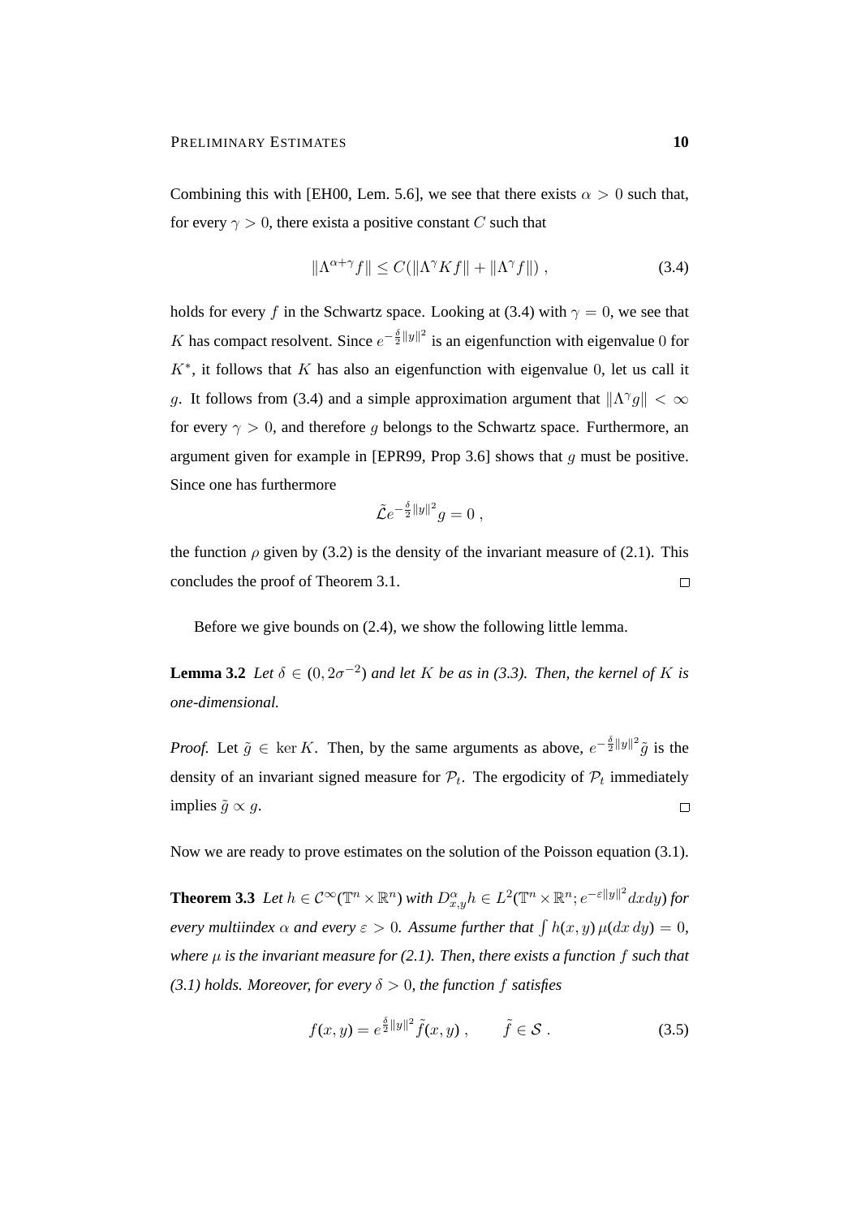Combining this with [EH00, Lem. 5.6], we see that there exists $\alpha > 0$ such that, for every $\gamma > 0$, there exista a positive constant $C$ such that

$$\|\Lambda^{\alpha+\gamma} f\| \leq C(\|\Lambda^\gamma K f\| + \|\Lambda^\gamma f\|) , \tag{3.4}$$

holds for every $f$ in the Schwartz space. Looking at (3.4) with $\gamma = 0$, we see that $K$ has compact resolvent. Since $e^{-\frac{\delta}{2}\|y\|^2}$ is an eigenfunction with eigenvalue $0$ for $K^*$, it follows that $K$ has also an eigenfunction with eigenvalue $0$, let us call it $g$. It follows from (3.4) and a simple approximation argument that $\|\Lambda^\gamma g\| < \infty$ for every $\gamma > 0$, and therefore $g$ belongs to the Schwartz space. Furthermore, an argument given for example in [EPR99, Prop 3.6] shows that $g$ must be positive. Since one has furthermore

$$\tilde{\mathcal{L}} e^{-\frac{\delta}{2}\|y\|^2} g = 0 ,$$

the function $\rho$ given by (3.2) is the density of the invariant measure of (2.1). This concludes the proof of Theorem 3.1. □

Before we give bounds on (2.4), we show the following little lemma.

**Lemma 3.2** *Let $\delta \in (0, 2\sigma^{-2})$ and let $K$ be as in (3.3). Then, the kernel of $K$ is one-dimensional.*

*Proof.* Let $\tilde{g} \in \ker K$. Then, by the same arguments as above, $e^{-\frac{\delta}{2}\|y\|^2}\tilde{g}$ is the density of an invariant signed measure for $\mathcal{P}_t$. The ergodicity of $\mathcal{P}_t$ immediately implies $\tilde{g} \propto g$. □

Now we are ready to prove estimates on the solution of the Poisson equation (3.1).

**Theorem 3.3** *Let $h \in \mathcal{C}^\infty(\mathbb{T}^n \times \mathbb{R}^n)$ with $D^\alpha_{x,y} h \in L^2(\mathbb{T}^n \times \mathbb{R}^n; e^{-\varepsilon\|y\|^2} dx dy)$ for every multiindex $\alpha$ and every $\varepsilon > 0$. Assume further that $\int h(x, y)\, \mu(dx\, dy) = 0$, where $\mu$ is the invariant measure for (2.1). Then, there exists a function $f$ such that (3.1) holds. Moreover, for every $\delta > 0$, the function $f$ satisfies*

$$f(x, y) = e^{\frac{\delta}{2}\|y\|^2} \tilde{f}(x, y) , \qquad \tilde{f} \in \mathcal{S} . \tag{3.5}$$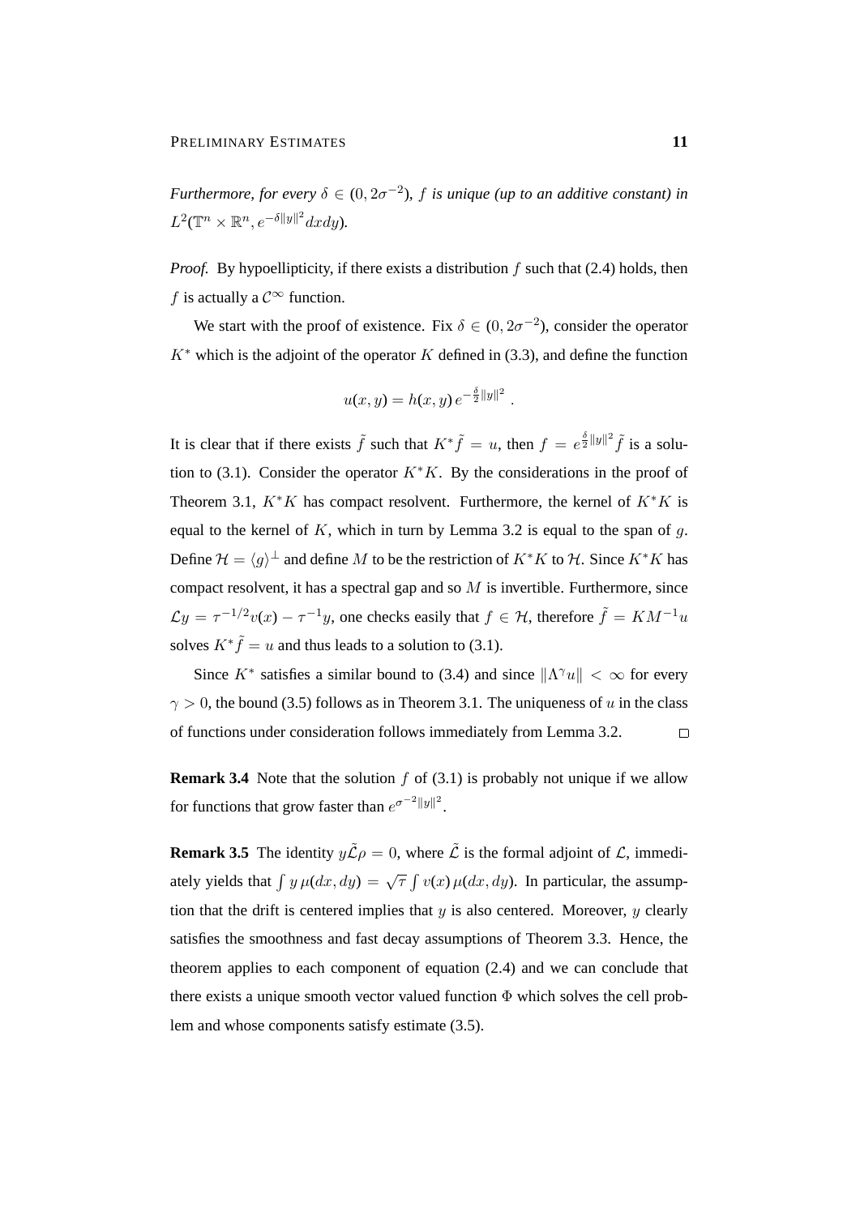*Furthermore, for every $\delta \in (0, 2\sigma^{-2})$, $f$ is unique (up to an additive constant) in $L^2(\mathbb{T}^n \times \mathbb{R}^n, e^{-\delta\|y\|^2} dxdy)$.*

*Proof.* By hypoellipticity, if there exists a distribution $f$ such that (2.4) holds, then $f$ is actually a $\mathcal{C}^\infty$ function.

We start with the proof of existence. Fix $\delta \in (0, 2\sigma^{-2})$, consider the operator $K^*$ which is the adjoint of the operator $K$ defined in (3.3), and define the function

$$u(x, y) = h(x, y)\, e^{-\frac{\delta}{2}\|y\|^2} .$$

It is clear that if there exists $\tilde{f}$ such that $K^*\tilde{f} = u$, then $f = e^{\frac{\delta}{2}\|y\|^2}\tilde{f}$ is a solution to (3.1). Consider the operator $K^*K$. By the considerations in the proof of Theorem 3.1, $K^*K$ has compact resolvent. Furthermore, the kernel of $K^*K$ is equal to the kernel of $K$, which in turn by Lemma 3.2 is equal to the span of $g$. Define $\mathcal{H} = \langle g\rangle^\perp$ and define $M$ to be the restriction of $K^*K$ to $\mathcal{H}$. Since $K^*K$ has compact resolvent, it has a spectral gap and so $M$ is invertible. Furthermore, since $\mathcal{L}y = \tau^{-1/2}v(x) - \tau^{-1}y$, one checks easily that $f \in \mathcal{H}$, therefore $\tilde{f} = KM^{-1}u$ solves $K^*\tilde{f} = u$ and thus leads to a solution to (3.1).

Since $K^*$ satisfies a similar bound to (3.4) and since $\|\Lambda^\gamma u\| < \infty$ for every $\gamma > 0$, the bound (3.5) follows as in Theorem 3.1. The uniqueness of $u$ in the class of functions under consideration follows immediately from Lemma 3.2. $\square$

**Remark 3.4** Note that the solution $f$ of (3.1) is probably not unique if we allow for functions that grow faster than $e^{\sigma^{-2}\|y\|^2}$.

**Remark 3.5** The identity $y\tilde{\mathcal{L}}\rho = 0$, where $\tilde{\mathcal{L}}$ is the formal adjoint of $\mathcal{L}$, immediately yields that $\int y\,\mu(dx, dy) = \sqrt{\tau}\int v(x)\,\mu(dx, dy)$. In particular, the assumption that the drift is centered implies that $y$ is also centered. Moreover, $y$ clearly satisfies the smoothness and fast decay assumptions of Theorem 3.3. Hence, the theorem applies to each component of equation (2.4) and we can conclude that there exists a unique smooth vector valued function $\Phi$ which solves the cell problem and whose components satisfy estimate (3.5).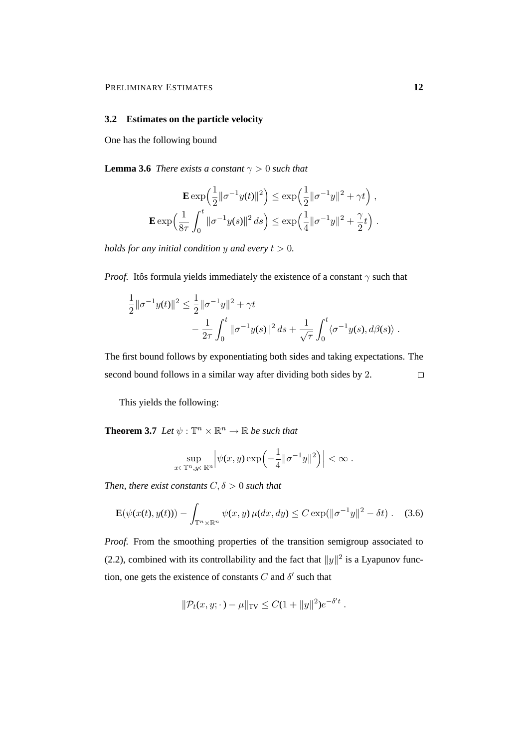### 3.2 Estimates on the particle velocity

One has the following bound

**Lemma 3.6** *There exists a constant $\gamma > 0$ such that*

$$
\begin{aligned}
\mathbf{E}\exp\Big(\frac{1}{2}\|\sigma^{-1}y(t)\|^2\Big) &\leq \exp\Big(\frac{1}{2}\|\sigma^{-1}y\|^2 + \gamma t\Big) \;, \\
\mathbf{E}\exp\Big(\frac{1}{8\tau}\int_0^t \|\sigma^{-1}y(s)\|^2\,ds\Big) &\leq \exp\Big(\frac{1}{4}\|\sigma^{-1}y\|^2 + \frac{\gamma}{2}t\Big) \;.
\end{aligned}
$$

*holds for any initial condition $y$ and every $t > 0$.*

*Proof.* Itôs formula yields immediately the existence of a constant $\gamma$ such that

$$
\begin{aligned}
\frac{1}{2}\|\sigma^{-1}y(t)\|^2 \leq \frac{1}{2}\|\sigma^{-1}y\|^2 &+ \gamma t \\
&- \frac{1}{2\tau}\int_0^t \|\sigma^{-1}y(s)\|^2\,ds + \frac{1}{\sqrt{\tau}}\int_0^t \langle \sigma^{-1}y(s), d\beta(s)\rangle \;.
\end{aligned}
$$

The first bound follows by exponentiating both sides and taking expectations. The second bound follows in a similar way after dividing both sides by 2. □

This yields the following:

**Theorem 3.7** *Let $\psi : \mathbb{T}^n \times \mathbb{R}^n \to \mathbb{R}$ be such that*

$$
\sup_{x\in\mathbb{T}^n, y\in\mathbb{R}^n} \Big|\psi(x,y)\exp\Big(-\frac{1}{4}\|\sigma^{-1}y\|^2\Big)\Big| < \infty \;.
$$

*Then, there exist constants $C, \delta > 0$ such that*

$$
\mathbf{E}(\psi(x(t),y(t))) - \int_{\mathbb{T}^n\times\mathbb{R}^n} \psi(x,y)\,\mu(dx,dy) \leq C\exp(\|\sigma^{-1}y\|^2 - \delta t) \;. \tag{3.6}
$$

*Proof.* From the smoothing properties of the transition semigroup associated to (2.2), combined with its controllability and the fact that $\|y\|^2$ is a Lyapunov function, one gets the existence of constants $C$ and $\delta'$ such that

$$
\|\mathcal{P}_t(x,y;\cdot) - \mu\|_{\mathrm{TV}} \leq C(1 + \|y\|^2)e^{-\delta' t} \;.
$$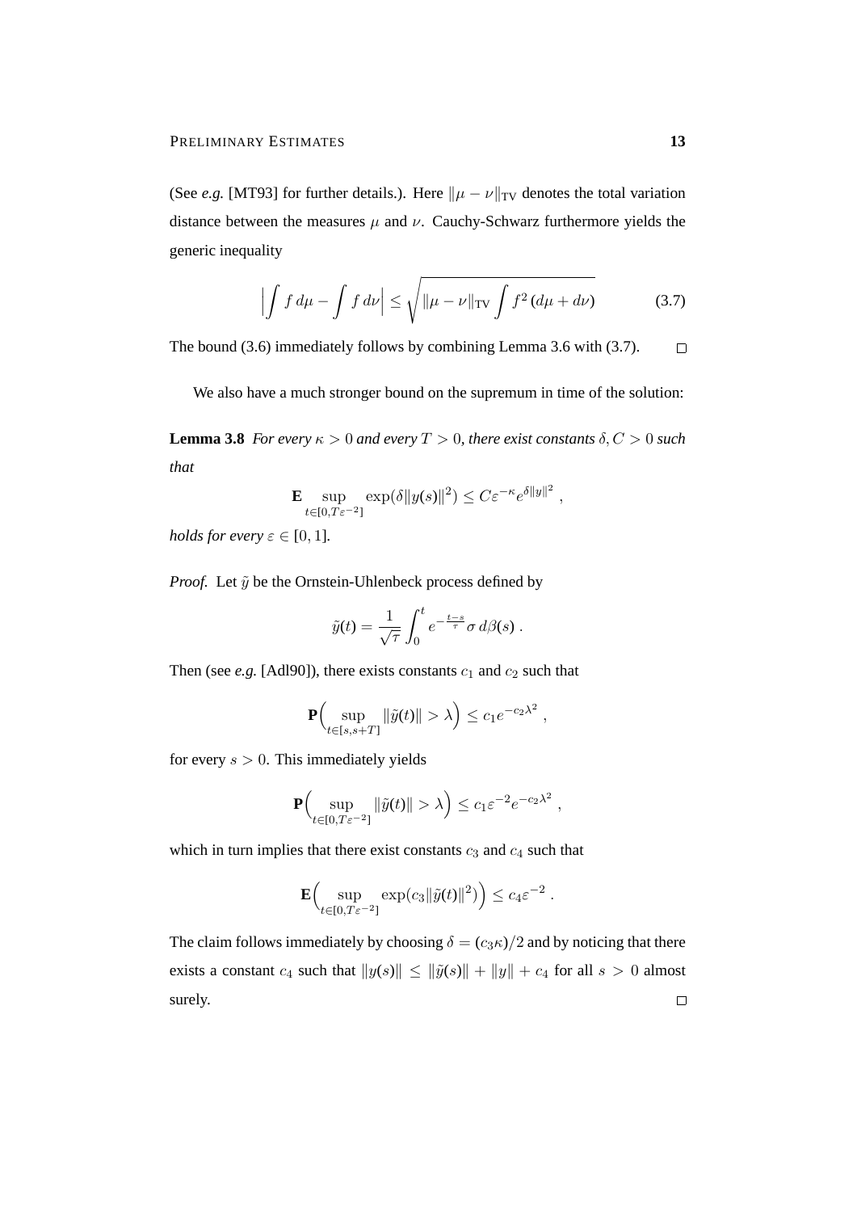(See *e.g.* [MT93] for further details.). Here $\|\mu - \nu\|_{\rm TV}$ denotes the total variation distance between the measures $\mu$ and $\nu$. Cauchy-Schwarz furthermore yields the generic inequality

$$\Big|\int f\,d\mu - \int f\,d\nu\Big| \le \sqrt{\|\mu - \nu\|_{\rm TV} \int f^2\,(d\mu + d\nu)} \tag{3.7}$$

The bound (3.6) immediately follows by combining Lemma 3.6 with (3.7). $\square$

We also have a much stronger bound on the supremum in time of the solution:

**Lemma 3.8** *For every $\kappa > 0$ and every $T > 0$, there exist constants $\delta, C > 0$ such that*

$$\mathbf{E} \sup_{t\in[0,T\varepsilon^{-2}]} \exp(\delta\|y(s)\|^2) \le C\varepsilon^{-\kappa} e^{\delta\|y\|^2}\;,$$

*holds for every $\varepsilon \in [0,1]$.*

*Proof.* Let $\tilde y$ be the Ornstein-Uhlenbeck process defined by

$$\tilde y(t) = \frac{1}{\sqrt{\tau}} \int_0^t e^{-\frac{t-s}{\tau}} \sigma\,d\beta(s)\;.$$

Then (see *e.g.* [Adl90]), there exists constants $c_1$ and $c_2$ such that

$$\mathbf{P}\Big(\sup_{t\in[s,s+T]} \|\tilde y(t)\| > \lambda\Big) \le c_1 e^{-c_2\lambda^2}\;,$$

for every $s > 0$. This immediately yields

$$\mathbf{P}\Big(\sup_{t\in[0,T\varepsilon^{-2}]} \|\tilde y(t)\| > \lambda\Big) \le c_1\varepsilon^{-2} e^{-c_2\lambda^2}\;,$$

which in turn implies that there exist constants $c_3$ and $c_4$ such that

$$\mathbf{E}\Big(\sup_{t\in[0,T\varepsilon^{-2}]} \exp(c_3\|\tilde y(t)\|^2)\Big) \le c_4\varepsilon^{-2}\;.$$

The claim follows immediately by choosing $\delta = (c_3\kappa)/2$ and by noticing that there exists a constant $c_4$ such that $\|y(s)\| \le \|\tilde y(s)\| + \|y\| + c_4$ for all $s > 0$ almost surely. $\square$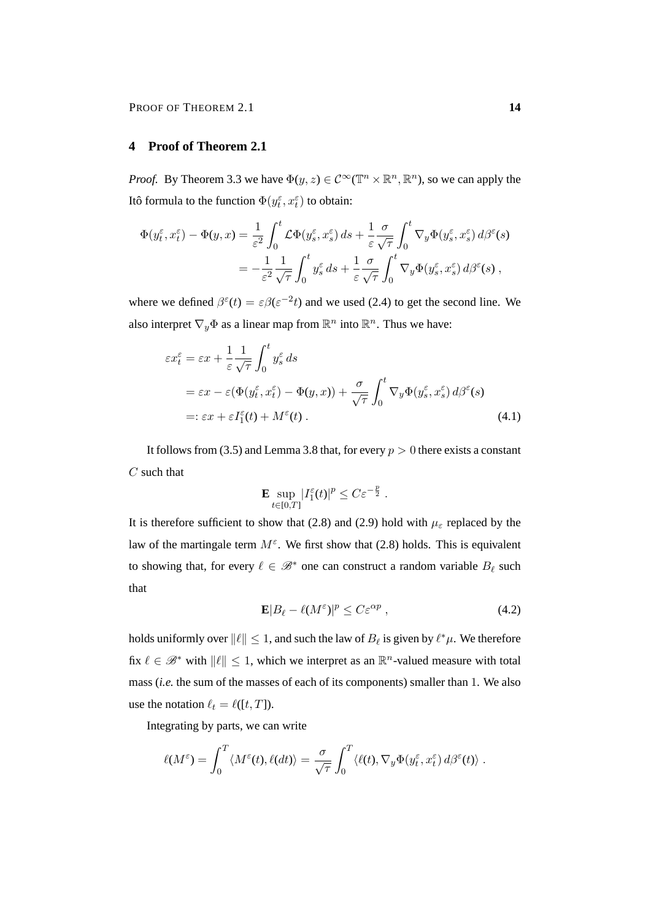# 4 Proof of Theorem 2.1

*Proof.* By Theorem 3.3 we have $\Phi(y,z) \in \mathcal{C}^\infty(\mathbb{T}^n \times \mathbb{R}^n, \mathbb{R}^n)$, so we can apply the Itô formula to the function $\Phi(y_t^\varepsilon, x_t^\varepsilon)$ to obtain:

$$
\begin{aligned}
\Phi(y_t^\varepsilon, x_t^\varepsilon) - \Phi(y,x) &= \frac{1}{\varepsilon^2}\int_0^t \mathcal{L}\Phi(y_s^\varepsilon, x_s^\varepsilon)\,ds + \frac{1}{\varepsilon}\frac{\sigma}{\sqrt{\tau}}\int_0^t \nabla_y \Phi(y_s^\varepsilon, x_s^\varepsilon)\,d\beta^\varepsilon(s) \\
&= -\frac{1}{\varepsilon^2}\frac{1}{\sqrt{\tau}}\int_0^t y_s^\varepsilon\,ds + \frac{1}{\varepsilon}\frac{\sigma}{\sqrt{\tau}}\int_0^t \nabla_y \Phi(y_s^\varepsilon, x_s^\varepsilon)\,d\beta^\varepsilon(s)\;,
\end{aligned}
$$

where we defined $\beta^\varepsilon(t) = \varepsilon\beta(\varepsilon^{-2}t)$ and we used (2.4) to get the second line. We also interpret $\nabla_y\Phi$ as a linear map from $\mathbb{R}^n$ into $\mathbb{R}^n$. Thus we have:

$$
\begin{aligned}
\varepsilon x_t^\varepsilon &= \varepsilon x + \frac{1}{\varepsilon}\frac{1}{\sqrt{\tau}}\int_0^t y_s^\varepsilon\,ds \\
&= \varepsilon x - \varepsilon(\Phi(y_t^\varepsilon, x_t^\varepsilon) - \Phi(y,x)) + \frac{\sigma}{\sqrt{\tau}}\int_0^t \nabla_y\Phi(y_s^\varepsilon, x_s^\varepsilon)\,d\beta^\varepsilon(s) \\
&=: \varepsilon x + \varepsilon I_1^\varepsilon(t) + M^\varepsilon(t)\;. \qquad (4.1)
\end{aligned}
$$

It follows from (3.5) and Lemma 3.8 that, for every $p > 0$ there exists a constant $C$ such that

$$
\mathbf{E}\sup_{t\in[0,T]} |I_1^\varepsilon(t)|^p \le C\varepsilon^{-\frac{p}{2}}\;.
$$

It is therefore sufficient to show that (2.8) and (2.9) hold with $\mu_\varepsilon$ replaced by the law of the martingale term $M^\varepsilon$. We first show that (2.8) holds. This is equivalent to showing that, for every $\ell \in \mathscr{B}^*$ one can construct a random variable $B_\ell$ such that

$$
\mathbf{E}|B_\ell - \ell(M^\varepsilon)|^p \le C\varepsilon^{\alpha p}\;, \qquad (4.2)
$$

holds uniformly over $\|\ell\| \le 1$, and such the law of $B_\ell$ is given by $\ell^*\mu$. We therefore fix $\ell \in \mathscr{B}^*$ with $\|\ell\| \le 1$, which we interpret as an $\mathbb{R}^n$-valued measure with total mass (*i.e.* the sum of the masses of each of its components) smaller than 1. We also use the notation $\ell_t = \ell([t,T])$.

Integrating by parts, we can write

$$
\ell(M^\varepsilon) = \int_0^T \langle M^\varepsilon(t), \ell(dt)\rangle = \frac{\sigma}{\sqrt{\tau}}\int_0^T \langle \ell(t), \nabla_y\Phi(y_t^\varepsilon, x_t^\varepsilon)\,d\beta^\varepsilon(t)\rangle\;.
$$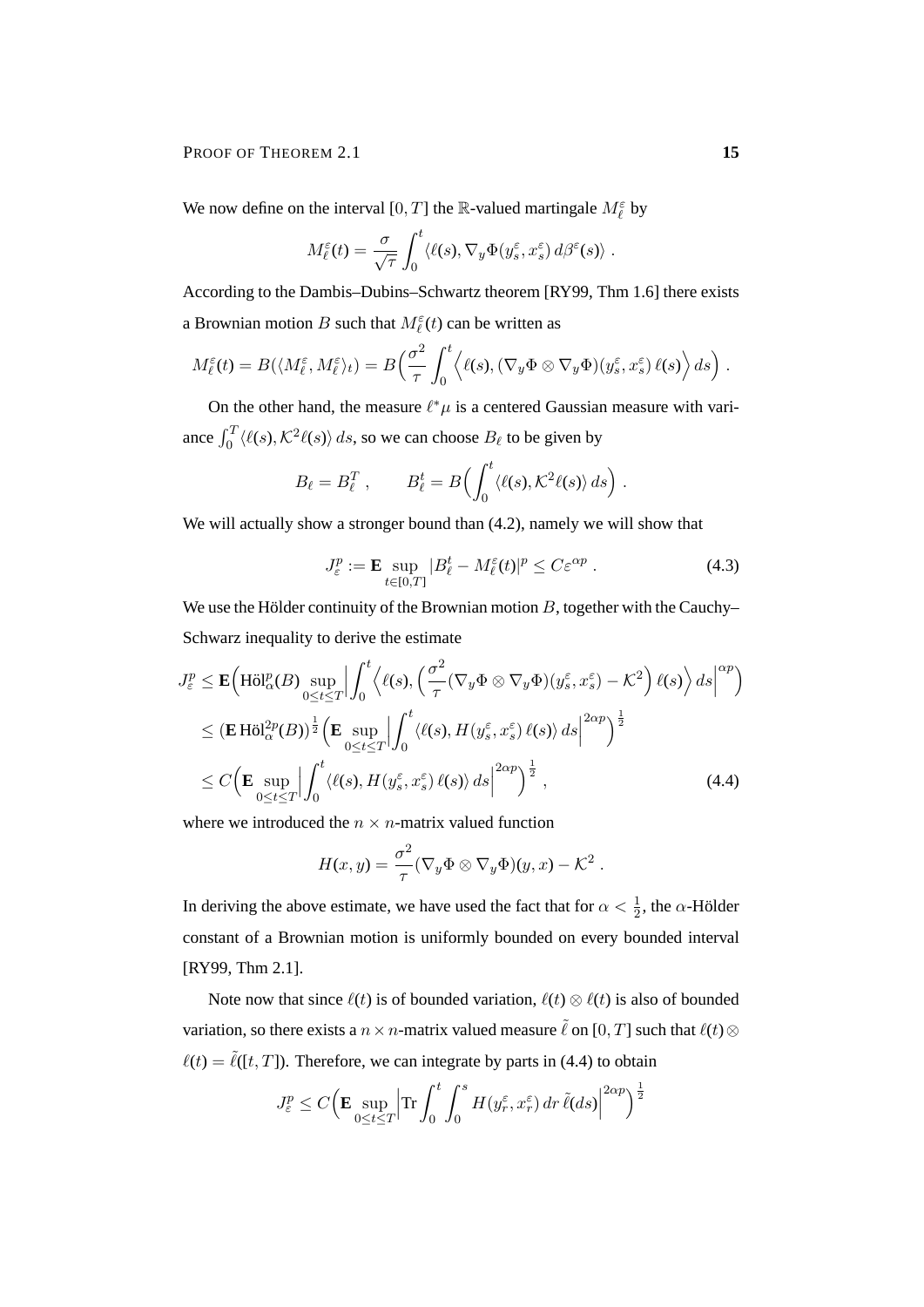We now define on the interval $[0, T]$ the $\mathbb{R}$-valued martingale $M_\ell^\varepsilon$ by

$$M_\ell^\varepsilon(t) = \frac{\sigma}{\sqrt{\tau}} \int_0^t \langle \ell(s), \nabla_y \Phi(y_s^\varepsilon, x_s^\varepsilon)\, d\beta^\varepsilon(s)\rangle \;.$$

According to the Dambis–Dubins–Schwartz theorem [RY99, Thm 1.6] there exists a Brownian motion $B$ such that $M_\ell^\varepsilon(t)$ can be written as

$$M_\ell^\varepsilon(t) = B(\langle M_\ell^\varepsilon, M_\ell^\varepsilon\rangle_t) = B\Big(\frac{\sigma^2}{\tau}\int_0^t \Big\langle \ell(s), (\nabla_y\Phi \otimes \nabla_y\Phi)(y_s^\varepsilon, x_s^\varepsilon)\, \ell(s)\Big\rangle\, ds\Big)\;.$$

On the other hand, the measure $\ell^*\mu$ is a centered Gaussian measure with variance $\int_0^T \langle \ell(s), \mathcal{K}^2 \ell(s)\rangle\, ds$, so we can choose $B_\ell$ to be given by

$$B_\ell = B_\ell^T\;, \qquad B_\ell^t = B\Big(\int_0^t \langle \ell(s), \mathcal{K}^2\ell(s)\rangle\, ds\Big)\;.$$

We will actually show a stronger bound than (4.2), namely we will show that

$$J_\varepsilon^p := \mathbf{E} \sup_{t\in[0,T]} |B_\ell^t - M_\ell^\varepsilon(t)|^p \le C\varepsilon^{\alpha p}\;. \tag{4.3}$$

We use the Hölder continuity of the Brownian motion $B$, together with the Cauchy–Schwarz inequality to derive the estimate

$$\begin{aligned}
J_\varepsilon^p &\le \mathbf{E}\Big(\mathrm{H\ddot{o}l}_\alpha^p(B) \sup_{0\le t\le T}\Big|\int_0^t \Big\langle \ell(s), \Big(\frac{\sigma^2}{\tau}(\nabla_y\Phi\otimes\nabla_y\Phi)(y_s^\varepsilon, x_s^\varepsilon) - \mathcal{K}^2\Big)\ell(s)\Big\rangle\, ds\Big|^{\alpha p}\Big)\\
&\le (\mathbf{E}\,\mathrm{H\ddot{o}l}_\alpha^{2p}(B))^{\frac12}\Big(\mathbf{E}\sup_{0\le t\le T}\Big|\int_0^t \langle \ell(s), H(y_s^\varepsilon, x_s^\varepsilon)\,\ell(s)\rangle\, ds\Big|^{2\alpha p}\Big)^{\frac12}\\
&\le C\Big(\mathbf{E}\sup_{0\le t\le T}\Big|\int_0^t \langle \ell(s), H(y_s^\varepsilon, x_s^\varepsilon)\,\ell(s)\rangle\, ds\Big|^{2\alpha p}\Big)^{\frac12}\;,
\end{aligned} \tag{4.4}$$

where we introduced the $n\times n$-matrix valued function

$$H(x,y) = \frac{\sigma^2}{\tau}(\nabla_y\Phi\otimes\nabla_y\Phi)(y,x) - \mathcal{K}^2\;.$$

In deriving the above estimate, we have used the fact that for $\alpha < \frac12$, the $\alpha$-Hölder constant of a Brownian motion is uniformly bounded on every bounded interval [RY99, Thm 2.1].

Note now that since $\ell(t)$ is of bounded variation, $\ell(t)\otimes\ell(t)$ is also of bounded variation, so there exists a $n\times n$-matrix valued measure $\tilde\ell$ on $[0,T]$ such that $\ell(t)\otimes\ell(t) = \tilde\ell([t,T])$. Therefore, we can integrate by parts in (4.4) to obtain

$$J_\varepsilon^p \le C\Big(\mathbf{E}\sup_{0\le t\le T}\Big|\mathrm{Tr}\int_0^t\int_0^s H(y_r^\varepsilon, x_r^\varepsilon)\, dr\, \tilde\ell(ds)\Big|^{2\alpha p}\Big)^{\frac12}$$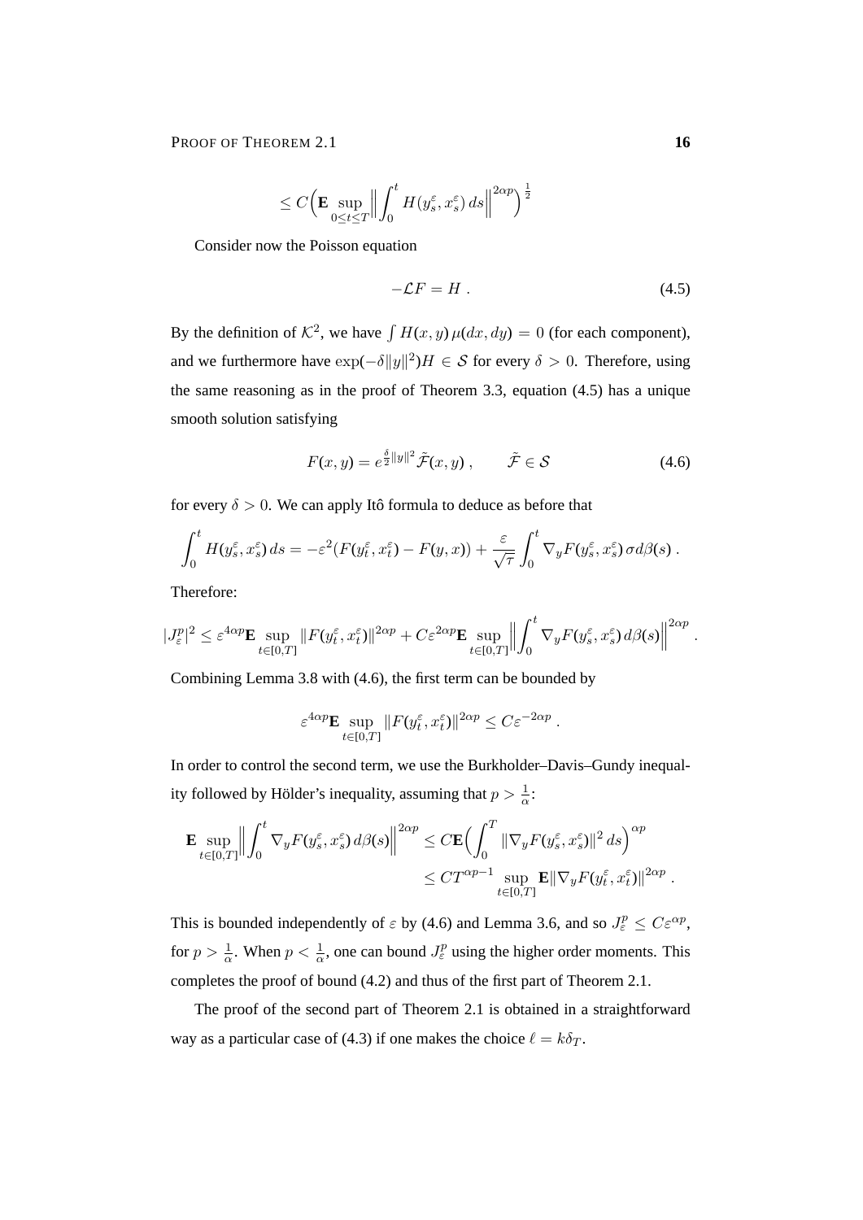$$\leq C\Big(\mathbf{E}\sup_{0\leq t\leq T}\Big\|\int_0^t H(y_s^\varepsilon, x_s^\varepsilon)\,ds\Big\|^{2\alpha p}\Big)^{\frac{1}{2}}$$

Consider now the Poisson equation

$$-\mathcal{L}F = H\ . \tag{4.5}$$

By the definition of $\mathcal{K}^2$, we have $\int H(x,y)\,\mu(dx,dy) = 0$ (for each component), and we furthermore have $\exp(-\delta\|y\|^2)H \in \mathcal{S}$ for every $\delta > 0$. Therefore, using the same reasoning as in the proof of Theorem 3.3, equation (4.5) has a unique smooth solution satisfying

$$F(x,y) = e^{\frac{\delta}{2}\|y\|^2}\tilde{\mathcal{F}}(x,y)\ , \qquad \tilde{\mathcal{F}} \in \mathcal{S} \tag{4.6}$$

for every $\delta > 0$. We can apply Itô formula to deduce as before that

$$\int_0^t H(y_s^\varepsilon, x_s^\varepsilon)\,ds = -\varepsilon^2(F(y_t^\varepsilon, x_t^\varepsilon) - F(y,x)) + \frac{\varepsilon}{\sqrt{\tau}}\int_0^t \nabla_y F(y_s^\varepsilon, x_s^\varepsilon)\,\sigma d\beta(s)\ .$$

Therefore:

$$|J_\varepsilon^p|^2 \leq \varepsilon^{4\alpha p}\mathbf{E}\sup_{t\in[0,T]}\|F(y_t^\varepsilon, x_t^\varepsilon)\|^{2\alpha p} + C\varepsilon^{2\alpha p}\mathbf{E}\sup_{t\in[0,T]}\Big\|\int_0^t \nabla_y F(y_s^\varepsilon, x_s^\varepsilon)\,d\beta(s)\Big\|^{2\alpha p}\ .$$

Combining Lemma 3.8 with (4.6), the first term can be bounded by

$$\varepsilon^{4\alpha p}\mathbf{E}\sup_{t\in[0,T]}\|F(y_t^\varepsilon, x_t^\varepsilon)\|^{2\alpha p} \leq C\varepsilon^{-2\alpha p}\ .$$

In order to control the second term, we use the Burkholder–Davis–Gundy inequality followed by Hölder's inequality, assuming that $p > \frac{1}{\alpha}$:

$$\begin{aligned}\mathbf{E}\sup_{t\in[0,T]}\Big\|\int_0^t \nabla_y F(y_s^\varepsilon, x_s^\varepsilon)\,d\beta(s)\Big\|^{2\alpha p} &\leq C\mathbf{E}\Big(\int_0^T \|\nabla_y F(y_s^\varepsilon, x_s^\varepsilon)\|^2\,ds\Big)^{\alpha p} \\ &\leq CT^{\alpha p - 1}\sup_{t\in[0,T]}\mathbf{E}\|\nabla_y F(y_t^\varepsilon, x_t^\varepsilon)\|^{2\alpha p}\ .\end{aligned}$$

This is bounded independently of $\varepsilon$ by (4.6) and Lemma 3.6, and so $J_\varepsilon^p \leq C\varepsilon^{\alpha p}$, for $p > \frac{1}{\alpha}$. When $p < \frac{1}{\alpha}$, one can bound $J_\varepsilon^p$ using the higher order moments. This completes the proof of bound (4.2) and thus of the first part of Theorem 2.1.

The proof of the second part of Theorem 2.1 is obtained in a straightforward way as a particular case of (4.3) if one makes the choice $\ell = k\delta_T$.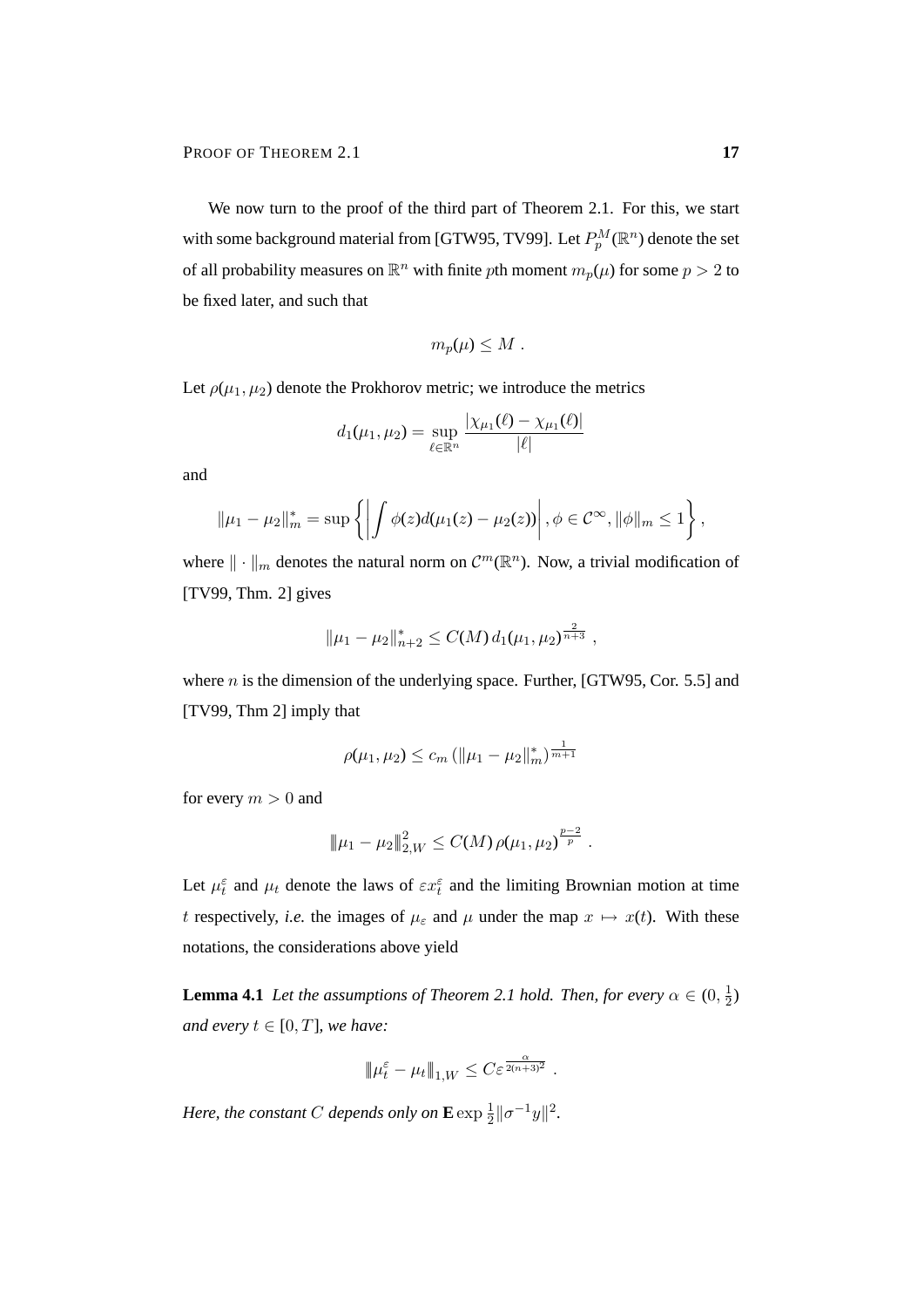We now turn to the proof of the third part of Theorem 2.1. For this, we start with some background material from [GTW95, TV99]. Let $P_p^M(\mathbb{R}^n)$ denote the set of all probability measures on $\mathbb{R}^n$ with finite $p$th moment $m_p(\mu)$ for some $p > 2$ to be fixed later, and such that

$$m_p(\mu) \leq M \; .$$

Let $\rho(\mu_1, \mu_2)$ denote the Prokhorov metric; we introduce the metrics

$$d_1(\mu_1, \mu_2) = \sup_{\ell \in \mathbb{R}^n} \frac{|\chi_{\mu_1}(\ell) - \chi_{\mu_1}(\ell)|}{|\ell|}$$

and

$$\|\mu_1 - \mu_2\|_m^* = \sup \left\{ \left| \int \phi(z) d(\mu_1(z) - \mu_2(z)) \right|, \phi \in \mathcal{C}^\infty, \|\phi\|_m \leq 1 \right\},$$

where $\|\cdot\|_m$ denotes the natural norm on $\mathcal{C}^m(\mathbb{R}^n)$. Now, a trivial modification of [TV99, Thm. 2] gives

$$\|\mu_1 - \mu_2\|_{n+2}^* \leq C(M)\, d_1(\mu_1, \mu_2)^{\frac{2}{n+3}} \; ,$$

where $n$ is the dimension of the underlying space. Further, [GTW95, Cor. 5.5] and [TV99, Thm 2] imply that

$$\rho(\mu_1, \mu_2) \leq c_m \left( \|\mu_1 - \mu_2\|_m^* \right)^{\frac{1}{m+1}}$$

for every $m > 0$ and

$$\|\!|\mu_1 - \mu_2|\!\|_{2,W}^2 \leq C(M)\, \rho(\mu_1, \mu_2)^{\frac{p-2}{p}} \; .$$

Let $\mu_t^\varepsilon$ and $\mu_t$ denote the laws of $\varepsilon x_t^\varepsilon$ and the limiting Brownian motion at time $t$ respectively, *i.e.* the images of $\mu_\varepsilon$ and $\mu$ under the map $x \mapsto x(t)$. With these notations, the considerations above yield

**Lemma 4.1** *Let the assumptions of Theorem 2.1 hold. Then, for every $\alpha \in (0, \frac{1}{2})$ and every $t \in [0, T]$, we have:*

$$\|\!|\mu_t^\varepsilon - \mu_t|\!\|_{1,W} \leq C \varepsilon^{\frac{\alpha}{2(n+3)^2}} \; .$$

*Here, the constant $C$ depends only on $\mathbf{E} \exp \frac{1}{2} \|\sigma^{-1} y\|^2$.*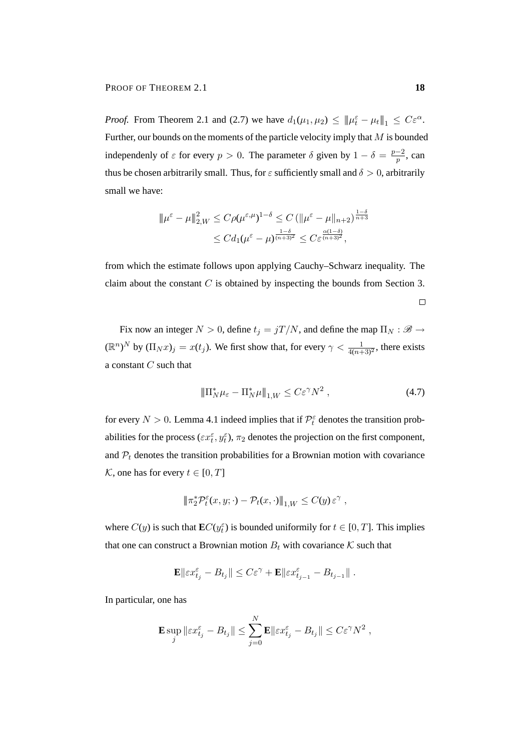*Proof.* From Theorem 2.1 and (2.7) we have $d_1(\mu_1, \mu_2) \leq \| \mu_t^\varepsilon - \mu_t \|_1 \leq C\varepsilon^\alpha$. Further, our bounds on the moments of the particle velocity imply that $M$ is bounded independenly of $\varepsilon$ for every $p > 0$. The parameter $\delta$ given by $1 - \delta = \frac{p-2}{p}$, can thus be chosen arbitrarily small. Thus, for $\varepsilon$ sufficiently small and $\delta > 0$, arbitrarily small we have:

$$
\begin{aligned}
\| \mu^\varepsilon - \mu \|_{2,W}^2 &\leq C\rho(\mu^{\varepsilon,\mu})^{1-\delta} \leq C \left( \| \mu^\varepsilon - \mu \|_{n+2} \right)^{\frac{1-\delta}{n+3}} \\
&\leq C d_1(\mu^\varepsilon - \mu)^{\frac{1-\delta}{(n+3)^2}} \leq C\varepsilon^{\frac{\alpha(1-\delta)}{(n+3)^2}},
\end{aligned}
$$

from which the estimate follows upon applying Cauchy–Schwarz inequality. The claim about the constant $C$ is obtained by inspecting the bounds from Section 3. $\square$

Fix now an integer $N > 0$, define $t_j = jT/N$, and define the map $\Pi_N : \mathscr{B} \to (\mathbb{R}^n)^N$ by $(\Pi_N x)_j = x(t_j)$. We first show that, for every $\gamma < \frac{1}{4(n+3)^2}$, there exists a constant $C$ such that

$$
\| \Pi_N^* \mu_\varepsilon - \Pi_N^* \mu \|_{1,W} \leq C\varepsilon^\gamma N^2 \; , \tag{4.7}
$$

for every $N > 0$. Lemma 4.1 indeed implies that if $\mathcal{P}_t^\varepsilon$ denotes the transition probabilities for the process $(\varepsilon x_t^\varepsilon, y_t^\varepsilon)$, $\pi_2$ denotes the projection on the first component, and $\mathcal{P}_t$ denotes the transition probabilities for a Brownian motion with covariance $\mathcal{K}$, one has for every $t \in [0, T]$

$$
\| \pi_2^* \mathcal{P}_t^\varepsilon(x, y; \cdot) - \mathcal{P}_t(x, \cdot) \|_{1,W} \leq C(y)\, \varepsilon^\gamma \; ,
$$

where $C(y)$ is such that $\mathbf{E} C(y_t^\varepsilon)$ is bounded uniformly for $t \in [0, T]$. This implies that one can construct a Brownian motion $B_t$ with covariance $\mathcal{K}$ such that

$$
\mathbf{E} \| \varepsilon x_{t_j}^\varepsilon - B_{t_j} \| \leq C\varepsilon^\gamma + \mathbf{E} \| \varepsilon x_{t_{j-1}}^\varepsilon - B_{t_{j-1}} \| \; .
$$

In particular, one has

$$
\mathbf{E} \sup_j \| \varepsilon x_{t_j}^\varepsilon - B_{t_j} \| \leq \sum_{j=0}^{N} \mathbf{E} \| \varepsilon x_{t_j}^\varepsilon - B_{t_j} \| \leq C\varepsilon^\gamma N^2 \; ,
$$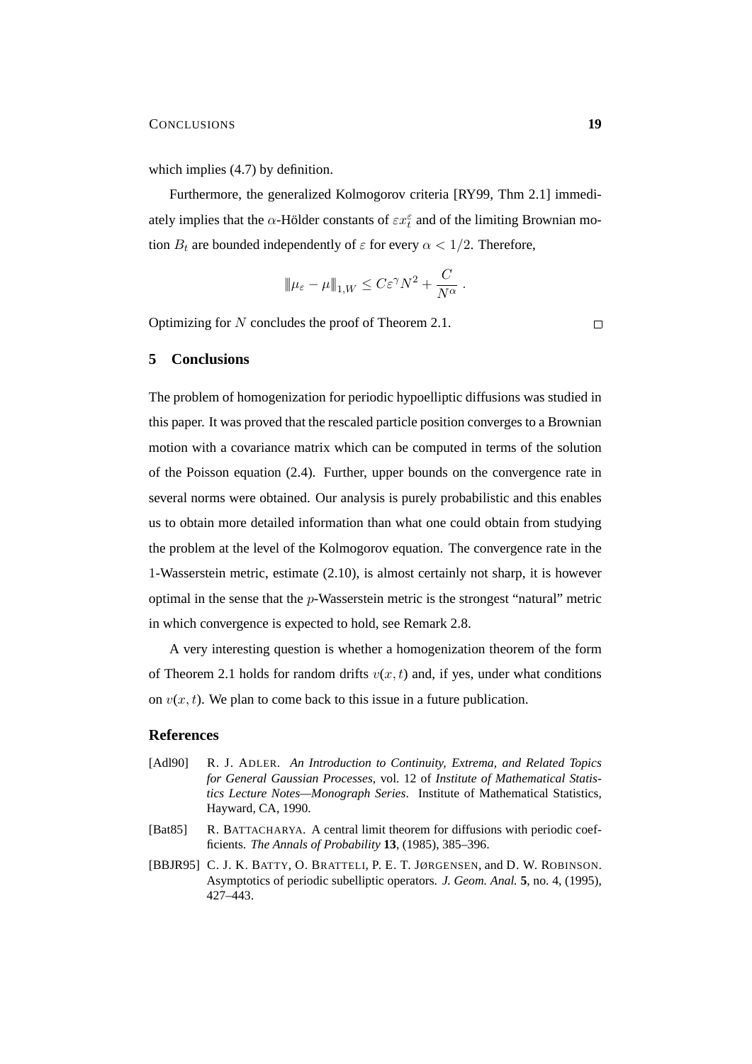which implies (4.7) by definition.

Furthermore, the generalized Kolmogorov criteria [RY99, Thm 2.1] immediately implies that the $\alpha$-Hölder constants of $\varepsilon x_t^\varepsilon$ and of the limiting Brownian motion $B_t$ are bounded independently of $\varepsilon$ for every $\alpha < 1/2$. Therefore,

$$\|\mu_\varepsilon - \mu\|_{1,W} \leq C\varepsilon^\gamma N^2 + \frac{C}{N^\alpha} .$$

Optimizing for $N$ concludes the proof of Theorem 2.1. □

## 5 Conclusions

The problem of homogenization for periodic hypoelliptic diffusions was studied in this paper. It was proved that the rescaled particle position converges to a Brownian motion with a covariance matrix which can be computed in terms of the solution of the Poisson equation (2.4). Further, upper bounds on the convergence rate in several norms were obtained. Our analysis is purely probabilistic and this enables us to obtain more detailed information than what one could obtain from studying the problem at the level of the Kolmogorov equation. The convergence rate in the 1-Wasserstein metric, estimate (2.10), is almost certainly not sharp, it is however optimal in the sense that the $p$-Wasserstein metric is the strongest "natural" metric in which convergence is expected to hold, see Remark 2.8.

A very interesting question is whether a homogenization theorem of the form of Theorem 2.1 holds for random drifts $v(x,t)$ and, if yes, under what conditions on $v(x,t)$. We plan to come back to this issue in a future publication.

## References

[Adl90] R. J. ADLER. *An Introduction to Continuity, Extrema, and Related Topics for General Gaussian Processes*, vol. 12 of *Institute of Mathematical Statistics Lecture Notes—Monograph Series*. Institute of Mathematical Statistics, Hayward, CA, 1990.

[Bat85] R. BATTACHARYA. A central limit theorem for diffusions with periodic coefficients. *The Annals of Probability* **13**, (1985), 385–396.

[BBJR95] C. J. K. BATTY, O. BRATTELI, P. E. T. JØRGENSEN, and D. W. ROBINSON. Asymptotics of periodic subelliptic operators. *J. Geom. Anal.* **5**, no. 4, (1995), 427–443.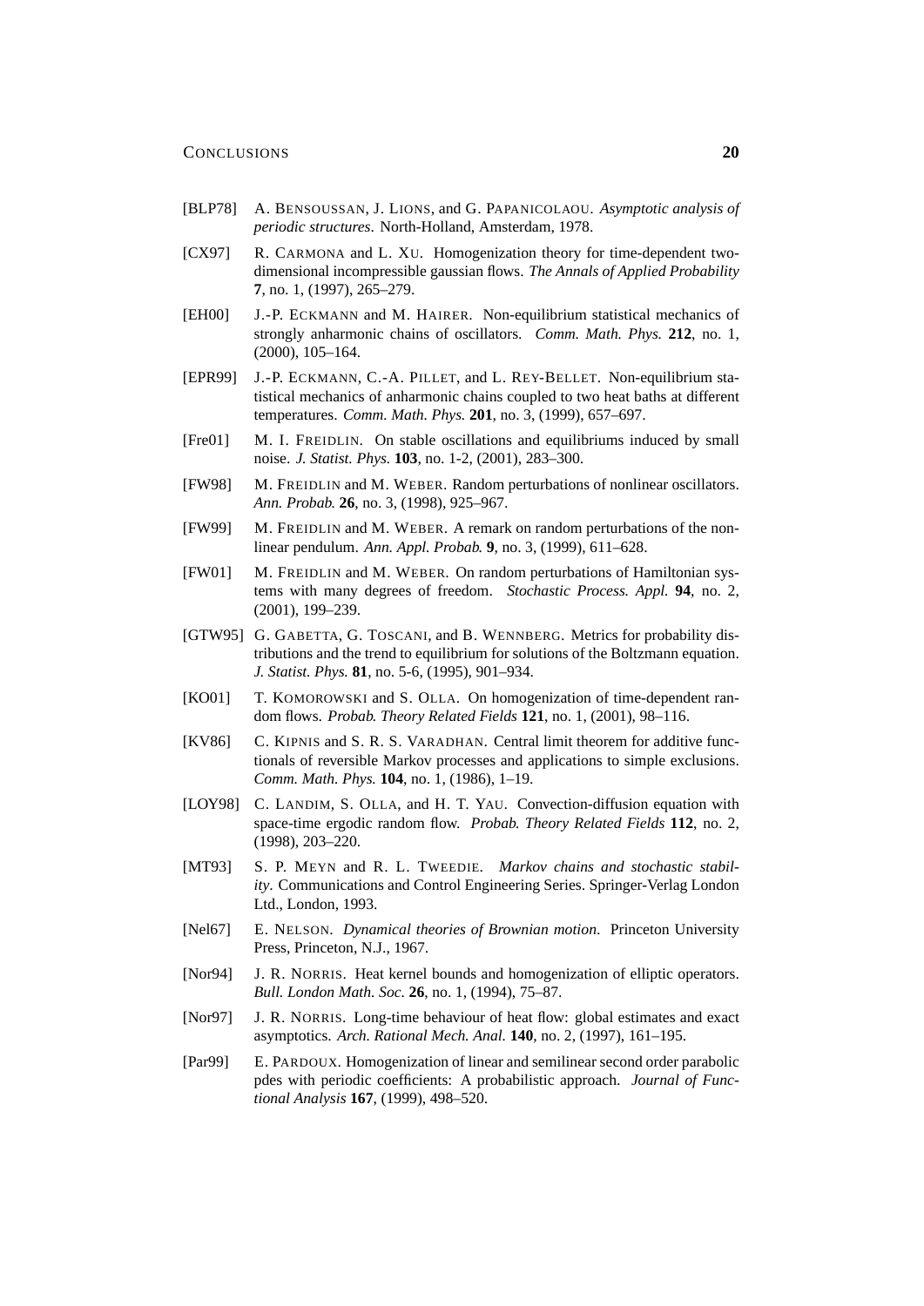[BLP78] A. BENSOUSSAN, J. LIONS, and G. PAPANICOLAOU. *Asymptotic analysis of periodic structures*. North-Holland, Amsterdam, 1978.

[CX97] R. CARMONA and L. XU. Homogenization theory for time-dependent two-dimensional incompressible gaussian flows. *The Annals of Applied Probability* **7**, no. 1, (1997), 265–279.

[EH00] J.-P. ECKMANN and M. HAIRER. Non-equilibrium statistical mechanics of strongly anharmonic chains of oscillators. *Comm. Math. Phys.* **212**, no. 1, (2000), 105–164.

[EPR99] J.-P. ECKMANN, C.-A. PILLET, and L. REY-BELLET. Non-equilibrium statistical mechanics of anharmonic chains coupled to two heat baths at different temperatures. *Comm. Math. Phys.* **201**, no. 3, (1999), 657–697.

[Fre01] M. I. FREIDLIN. On stable oscillations and equilibriums induced by small noise. *J. Statist. Phys.* **103**, no. 1-2, (2001), 283–300.

[FW98] M. FREIDLIN and M. WEBER. Random perturbations of nonlinear oscillators. *Ann. Probab.* **26**, no. 3, (1998), 925–967.

[FW99] M. FREIDLIN and M. WEBER. A remark on random perturbations of the nonlinear pendulum. *Ann. Appl. Probab.* **9**, no. 3, (1999), 611–628.

[FW01] M. FREIDLIN and M. WEBER. On random perturbations of Hamiltonian systems with many degrees of freedom. *Stochastic Process. Appl.* **94**, no. 2, (2001), 199–239.

[GTW95] G. GABETTA, G. TOSCANI, and B. WENNBERG. Metrics for probability distributions and the trend to equilibrium for solutions of the Boltzmann equation. *J. Statist. Phys.* **81**, no. 5-6, (1995), 901–934.

[KO01] T. KOMOROWSKI and S. OLLA. On homogenization of time-dependent random flows. *Probab. Theory Related Fields* **121**, no. 1, (2001), 98–116.

[KV86] C. KIPNIS and S. R. S. VARADHAN. Central limit theorem for additive functionals of reversible Markov processes and applications to simple exclusions. *Comm. Math. Phys.* **104**, no. 1, (1986), 1–19.

[LOY98] C. LANDIM, S. OLLA, and H. T. YAU. Convection-diffusion equation with space-time ergodic random flow. *Probab. Theory Related Fields* **112**, no. 2, (1998), 203–220.

[MT93] S. P. MEYN and R. L. TWEEDIE. *Markov chains and stochastic stability*. Communications and Control Engineering Series. Springer-Verlag London Ltd., London, 1993.

[Nel67] E. NELSON. *Dynamical theories of Brownian motion*. Princeton University Press, Princeton, N.J., 1967.

[Nor94] J. R. NORRIS. Heat kernel bounds and homogenization of elliptic operators. *Bull. London Math. Soc.* **26**, no. 1, (1994), 75–87.

[Nor97] J. R. NORRIS. Long-time behaviour of heat flow: global estimates and exact asymptotics. *Arch. Rational Mech. Anal.* **140**, no. 2, (1997), 161–195.

[Par99] E. PARDOUX. Homogenization of linear and semilinear second order parabolic pdes with periodic coefficients: A probabilistic approach. *Journal of Functional Analysis* **167**, (1999), 498–520.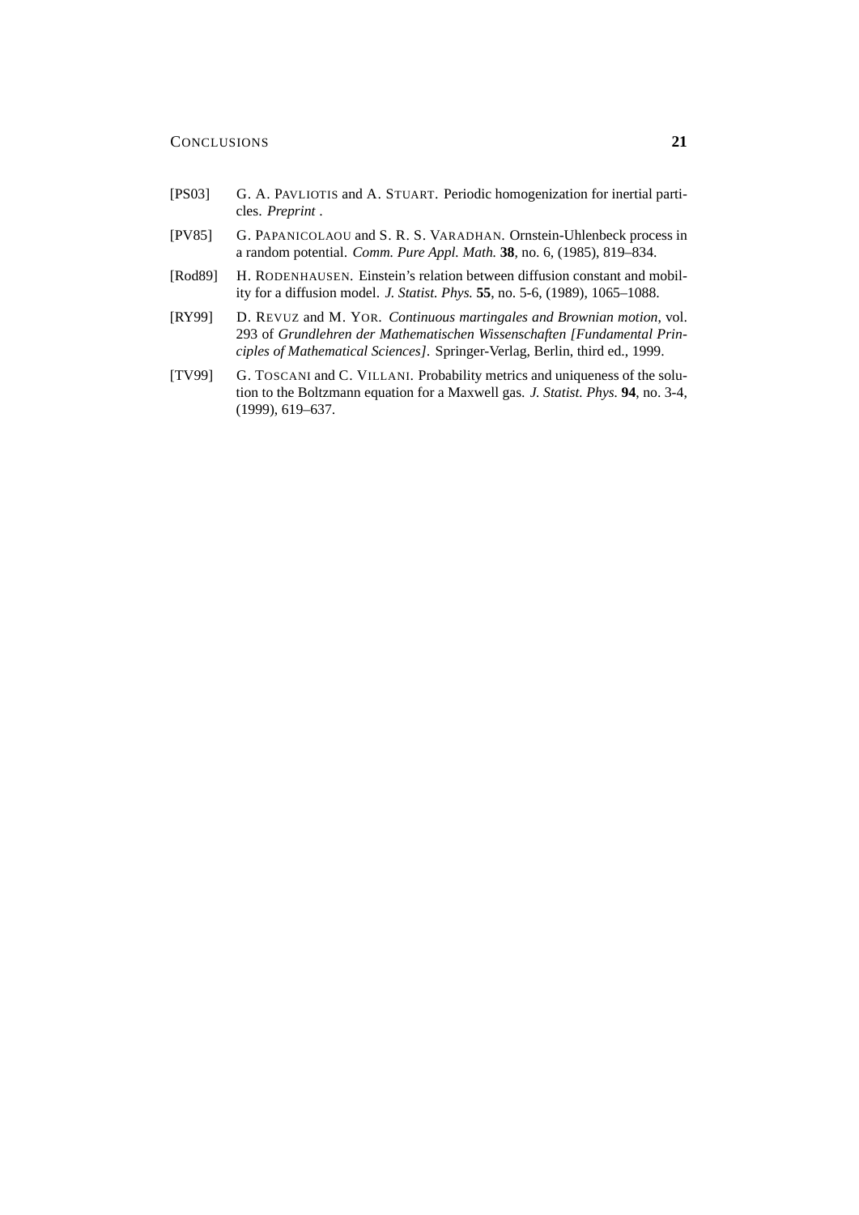[PS03] G. A. Pavliotis and A. Stuart. Periodic homogenization for inertial particles. *Preprint* .

[PV85] G. Papanicolaou and S. R. S. Varadhan. Ornstein-Uhlenbeck process in a random potential. *Comm. Pure Appl. Math.* **38**, no. 6, (1985), 819–834.

[Rod89] H. Rodenhausen. Einstein's relation between diffusion constant and mobility for a diffusion model. *J. Statist. Phys.* **55**, no. 5-6, (1989), 1065–1088.

[RY99] D. Revuz and M. Yor. *Continuous martingales and Brownian motion*, vol. 293 of *Grundlehren der Mathematischen Wissenschaften [Fundamental Principles of Mathematical Sciences]*. Springer-Verlag, Berlin, third ed., 1999.

[TV99] G. Toscani and C. Villani. Probability metrics and uniqueness of the solution to the Boltzmann equation for a Maxwell gas. *J. Statist. Phys.* **94**, no. 3-4, (1999), 619–637.